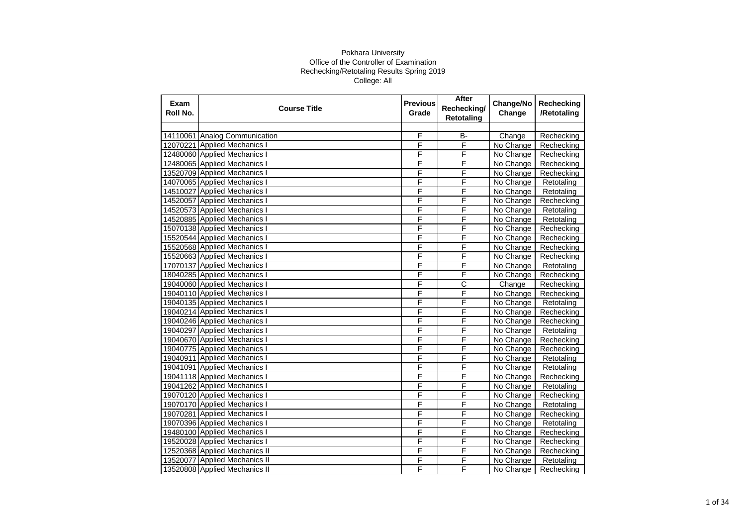Pokhara University

Office of the Controller of Examination

Rechecking/Retotaling Results Spring 2019

College: All

| Exam Roll No. | Course Title | Previous Grade | After Rechecking/ Retotaling | Change/No Change | Rechecking /Retotaling |
|---|---|---|---|---|---|
| | | | | | |
| 14110061 | Analog Communication | F | B- | Change | Rechecking |
| 12070221 | Applied Mechanics I | F | F | No Change | Rechecking |
| 12480060 | Applied Mechanics I | F | F | No Change | Rechecking |
| 12480065 | Applied Mechanics I | F | F | No Change | Rechecking |
| 13520709 | Applied Mechanics I | F | F | No Change | Rechecking |
| 14070065 | Applied Mechanics I | F | F | No Change | Retotaling |
| 14510027 | Applied Mechanics I | F | F | No Change | Retotaling |
| 14520057 | Applied Mechanics I | F | F | No Change | Rechecking |
| 14520573 | Applied Mechanics I | F | F | No Change | Retotaling |
| 14520885 | Applied Mechanics I | F | F | No Change | Retotaling |
| 15070138 | Applied Mechanics I | F | F | No Change | Rechecking |
| 15520544 | Applied Mechanics I | F | F | No Change | Rechecking |
| 15520568 | Applied Mechanics I | F | F | No Change | Rechecking |
| 15520663 | Applied Mechanics I | F | F | No Change | Rechecking |
| 17070137 | Applied Mechanics I | F | F | No Change | Retotaling |
| 18040285 | Applied Mechanics I | F | F | No Change | Rechecking |
| 19040060 | Applied Mechanics I | F | C | Change | Rechecking |
| 19040110 | Applied Mechanics I | F | F | No Change | Rechecking |
| 19040135 | Applied Mechanics I | F | F | No Change | Retotaling |
| 19040214 | Applied Mechanics I | F | F | No Change | Rechecking |
| 19040246 | Applied Mechanics I | F | F | No Change | Rechecking |
| 19040297 | Applied Mechanics I | F | F | No Change | Retotaling |
| 19040670 | Applied Mechanics I | F | F | No Change | Rechecking |
| 19040775 | Applied Mechanics I | F | F | No Change | Rechecking |
| 19040911 | Applied Mechanics I | F | F | No Change | Retotaling |
| 19041091 | Applied Mechanics I | F | F | No Change | Retotaling |
| 19041118 | Applied Mechanics I | F | F | No Change | Rechecking |
| 19041262 | Applied Mechanics I | F | F | No Change | Retotaling |
| 19070120 | Applied Mechanics I | F | F | No Change | Rechecking |
| 19070170 | Applied Mechanics I | F | F | No Change | Retotaling |
| 19070281 | Applied Mechanics I | F | F | No Change | Rechecking |
| 19070396 | Applied Mechanics I | F | F | No Change | Retotaling |
| 19480100 | Applied Mechanics I | F | F | No Change | Rechecking |
| 19520028 | Applied Mechanics I | F | F | No Change | Rechecking |
| 12520368 | Applied Mechanics II | F | F | No Change | Rechecking |
| 13520077 | Applied Mechanics II | F | F | No Change | Retotaling |
| 13520808 | Applied Mechanics II | F | F | No Change | Rechecking |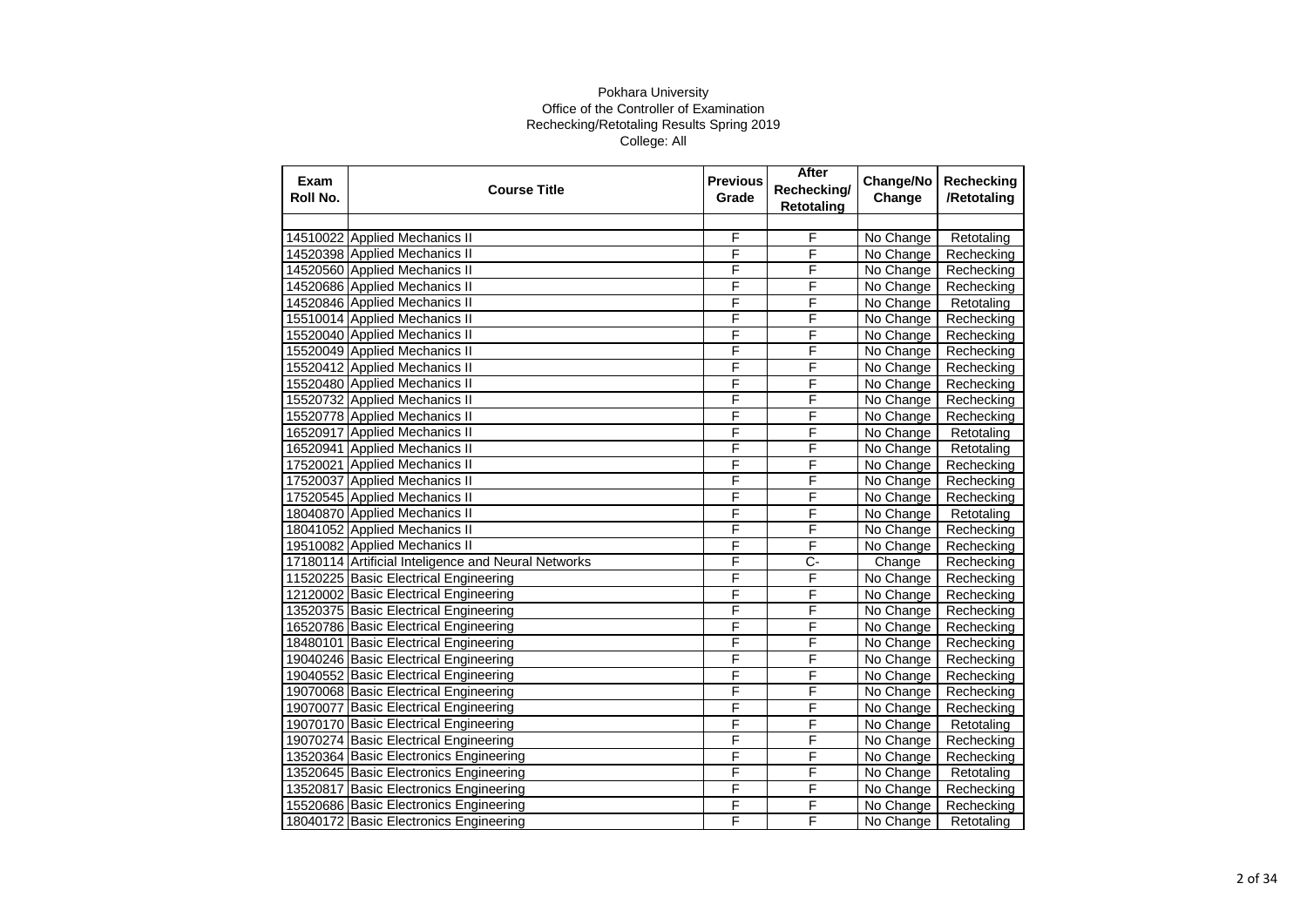Pokhara University
Office of the Controller of Examination
Rechecking/Retotaling Results Spring 2019
College: All

| Exam Roll No. | Course Title | Previous Grade | After Rechecking/ Retotaling | Change/No Change | Rechecking /Retotaling |
|---|---|---|---|---|---|
| | | | | | |
| 14510022 | Applied Mechanics II | F | F | No Change | Retotaling |
| 14520398 | Applied Mechanics II | F | F | No Change | Rechecking |
| 14520560 | Applied Mechanics II | F | F | No Change | Rechecking |
| 14520686 | Applied Mechanics II | F | F | No Change | Rechecking |
| 14520846 | Applied Mechanics II | F | F | No Change | Retotaling |
| 15510014 | Applied Mechanics II | F | F | No Change | Rechecking |
| 15520040 | Applied Mechanics II | F | F | No Change | Rechecking |
| 15520049 | Applied Mechanics II | F | F | No Change | Rechecking |
| 15520412 | Applied Mechanics II | F | F | No Change | Rechecking |
| 15520480 | Applied Mechanics II | F | F | No Change | Rechecking |
| 15520732 | Applied Mechanics II | F | F | No Change | Rechecking |
| 15520778 | Applied Mechanics II | F | F | No Change | Rechecking |
| 16520917 | Applied Mechanics II | F | F | No Change | Retotaling |
| 16520941 | Applied Mechanics II | F | F | No Change | Retotaling |
| 17520021 | Applied Mechanics II | F | F | No Change | Rechecking |
| 17520037 | Applied Mechanics II | F | F | No Change | Rechecking |
| 17520545 | Applied Mechanics II | F | F | No Change | Rechecking |
| 18040870 | Applied Mechanics II | F | F | No Change | Retotaling |
| 18041052 | Applied Mechanics II | F | F | No Change | Rechecking |
| 19510082 | Applied Mechanics II | F | F | No Change | Rechecking |
| 17180114 | Artificial Inteligence and Neural Networks | F | C- | Change | Rechecking |
| 11520225 | Basic Electrical Engineering | F | F | No Change | Rechecking |
| 12120002 | Basic Electrical Engineering | F | F | No Change | Rechecking |
| 13520375 | Basic Electrical Engineering | F | F | No Change | Rechecking |
| 16520786 | Basic Electrical Engineering | F | F | No Change | Rechecking |
| 18480101 | Basic Electrical Engineering | F | F | No Change | Rechecking |
| 19040246 | Basic Electrical Engineering | F | F | No Change | Rechecking |
| 19040552 | Basic Electrical Engineering | F | F | No Change | Rechecking |
| 19070068 | Basic Electrical Engineering | F | F | No Change | Rechecking |
| 19070077 | Basic Electrical Engineering | F | F | No Change | Rechecking |
| 19070170 | Basic Electrical Engineering | F | F | No Change | Retotaling |
| 19070274 | Basic Electrical Engineering | F | F | No Change | Rechecking |
| 13520364 | Basic Electronics Engineering | F | F | No Change | Rechecking |
| 13520645 | Basic Electronics Engineering | F | F | No Change | Retotaling |
| 13520817 | Basic Electronics Engineering | F | F | No Change | Rechecking |
| 15520686 | Basic Electronics Engineering | F | F | No Change | Rechecking |
| 18040172 | Basic Electronics Engineering | F | F | No Change | Retotaling |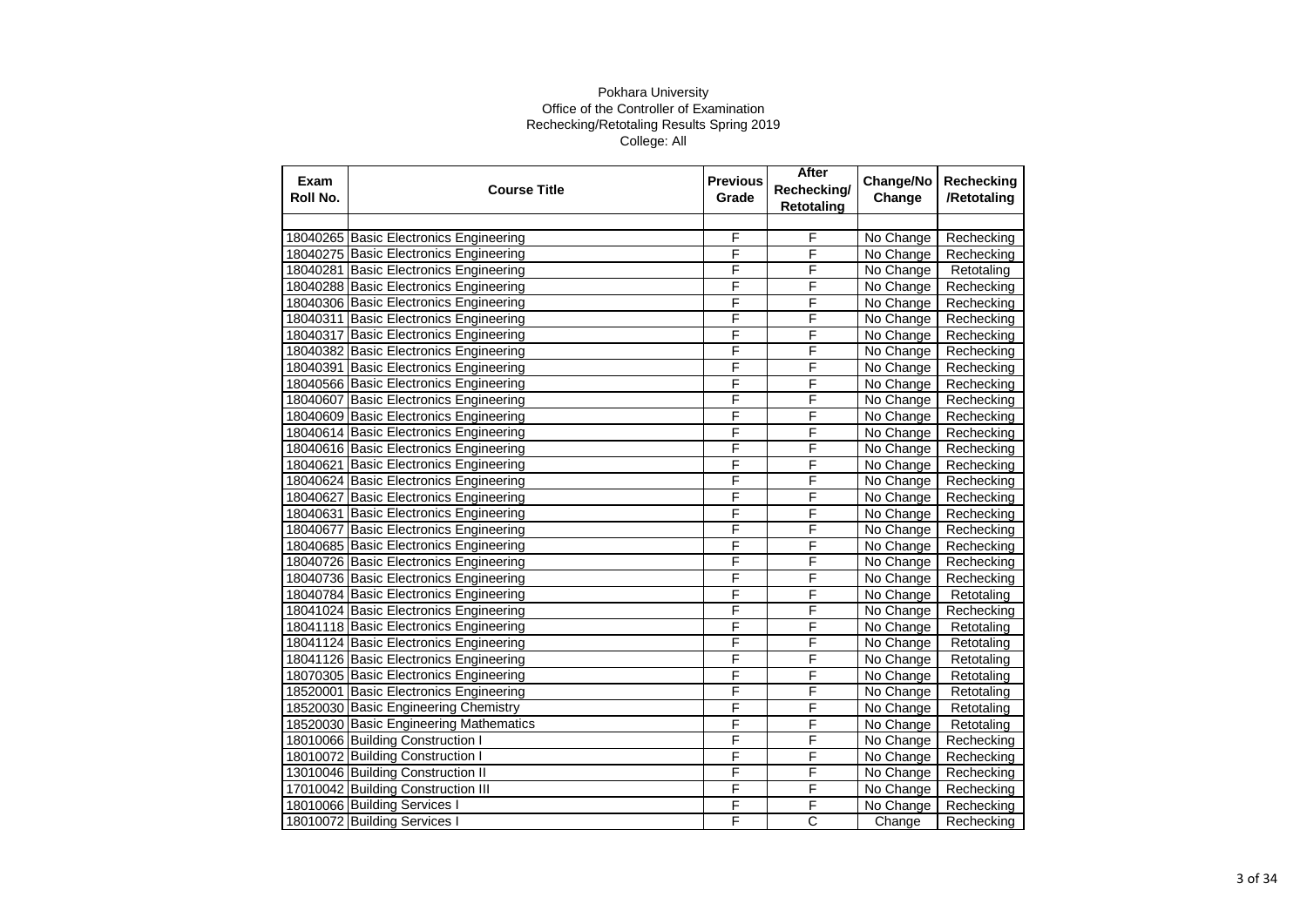Pokhara University
Office of the Controller of Examination
Rechecking/Retotaling Results Spring 2019
College: All

| Exam Roll No. | Course Title | Previous Grade | After Rechecking/ Retotaling | Change/No Change | Rechecking /Retotaling |
|---|---|---|---|---|---|
| | | | | | |
| 18040265 | Basic Electronics Engineering | F | F | No Change | Rechecking |
| 18040275 | Basic Electronics Engineering | F | F | No Change | Rechecking |
| 18040281 | Basic Electronics Engineering | F | F | No Change | Retotaling |
| 18040288 | Basic Electronics Engineering | F | F | No Change | Rechecking |
| 18040306 | Basic Electronics Engineering | F | F | No Change | Rechecking |
| 18040311 | Basic Electronics Engineering | F | F | No Change | Rechecking |
| 18040317 | Basic Electronics Engineering | F | F | No Change | Rechecking |
| 18040382 | Basic Electronics Engineering | F | F | No Change | Rechecking |
| 18040391 | Basic Electronics Engineering | F | F | No Change | Rechecking |
| 18040566 | Basic Electronics Engineering | F | F | No Change | Rechecking |
| 18040607 | Basic Electronics Engineering | F | F | No Change | Rechecking |
| 18040609 | Basic Electronics Engineering | F | F | No Change | Rechecking |
| 18040614 | Basic Electronics Engineering | F | F | No Change | Rechecking |
| 18040616 | Basic Electronics Engineering | F | F | No Change | Rechecking |
| 18040621 | Basic Electronics Engineering | F | F | No Change | Rechecking |
| 18040624 | Basic Electronics Engineering | F | F | No Change | Rechecking |
| 18040627 | Basic Electronics Engineering | F | F | No Change | Rechecking |
| 18040631 | Basic Electronics Engineering | F | F | No Change | Rechecking |
| 18040677 | Basic Electronics Engineering | F | F | No Change | Rechecking |
| 18040685 | Basic Electronics Engineering | F | F | No Change | Rechecking |
| 18040726 | Basic Electronics Engineering | F | F | No Change | Rechecking |
| 18040736 | Basic Electronics Engineering | F | F | No Change | Rechecking |
| 18040784 | Basic Electronics Engineering | F | F | No Change | Retotaling |
| 18041024 | Basic Electronics Engineering | F | F | No Change | Rechecking |
| 18041118 | Basic Electronics Engineering | F | F | No Change | Retotaling |
| 18041124 | Basic Electronics Engineering | F | F | No Change | Retotaling |
| 18041126 | Basic Electronics Engineering | F | F | No Change | Retotaling |
| 18070305 | Basic Electronics Engineering | F | F | No Change | Retotaling |
| 18520001 | Basic Electronics Engineering | F | F | No Change | Retotaling |
| 18520030 | Basic Engineering Chemistry | F | F | No Change | Retotaling |
| 18520030 | Basic Engineering Mathematics | F | F | No Change | Retotaling |
| 18010066 | Building Construction I | F | F | No Change | Rechecking |
| 18010072 | Building Construction I | F | F | No Change | Rechecking |
| 13010046 | Building Construction II | F | F | No Change | Rechecking |
| 17010042 | Building Construction III | F | F | No Change | Rechecking |
| 18010066 | Building Services I | F | F | No Change | Rechecking |
| 18010072 | Building Services I | F | C | Change | Rechecking |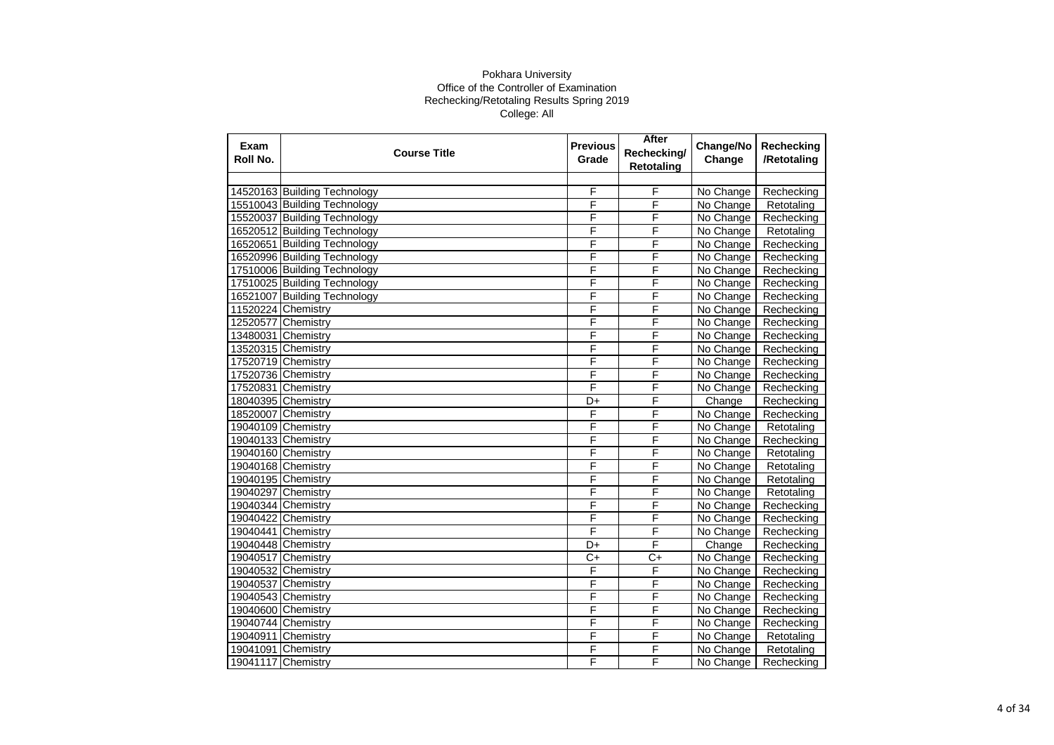Pokhara University
Office of the Controller of Examination
Rechecking/Retotaling Results Spring 2019
College: All

| Exam Roll No. | Course Title | Previous Grade | After Rechecking/ Retotaling | Change/No Change | Rechecking /Retotaling |
|---|---|---|---|---|---|
| | | | | | |
| 14520163 | Building Technology | F | F | No Change | Rechecking |
| 15510043 | Building Technology | F | F | No Change | Retotaling |
| 15520037 | Building Technology | F | F | No Change | Rechecking |
| 16520512 | Building Technology | F | F | No Change | Retotaling |
| 16520651 | Building Technology | F | F | No Change | Rechecking |
| 16520996 | Building Technology | F | F | No Change | Rechecking |
| 17510006 | Building Technology | F | F | No Change | Rechecking |
| 17510025 | Building Technology | F | F | No Change | Rechecking |
| 16521007 | Building Technology | F | F | No Change | Rechecking |
| 11520224 | Chemistry | F | F | No Change | Rechecking |
| 12520577 | Chemistry | F | F | No Change | Rechecking |
| 13480031 | Chemistry | F | F | No Change | Rechecking |
| 13520315 | Chemistry | F | F | No Change | Rechecking |
| 17520719 | Chemistry | F | F | No Change | Rechecking |
| 17520736 | Chemistry | F | F | No Change | Rechecking |
| 17520831 | Chemistry | F | F | No Change | Rechecking |
| 18040395 | Chemistry | D+ | F | Change | Rechecking |
| 18520007 | Chemistry | F | F | No Change | Rechecking |
| 19040109 | Chemistry | F | F | No Change | Retotaling |
| 19040133 | Chemistry | F | F | No Change | Rechecking |
| 19040160 | Chemistry | F | F | No Change | Retotaling |
| 19040168 | Chemistry | F | F | No Change | Retotaling |
| 19040195 | Chemistry | F | F | No Change | Retotaling |
| 19040297 | Chemistry | F | F | No Change | Retotaling |
| 19040344 | Chemistry | F | F | No Change | Rechecking |
| 19040422 | Chemistry | F | F | No Change | Rechecking |
| 19040441 | Chemistry | F | F | No Change | Rechecking |
| 19040448 | Chemistry | D+ | F | Change | Rechecking |
| 19040517 | Chemistry | C+ | C+ | No Change | Rechecking |
| 19040532 | Chemistry | F | F | No Change | Rechecking |
| 19040537 | Chemistry | F | F | No Change | Rechecking |
| 19040543 | Chemistry | F | F | No Change | Rechecking |
| 19040600 | Chemistry | F | F | No Change | Rechecking |
| 19040744 | Chemistry | F | F | No Change | Rechecking |
| 19040911 | Chemistry | F | F | No Change | Retotaling |
| 19041091 | Chemistry | F | F | No Change | Retotaling |
| 19041117 | Chemistry | F | F | No Change | Rechecking |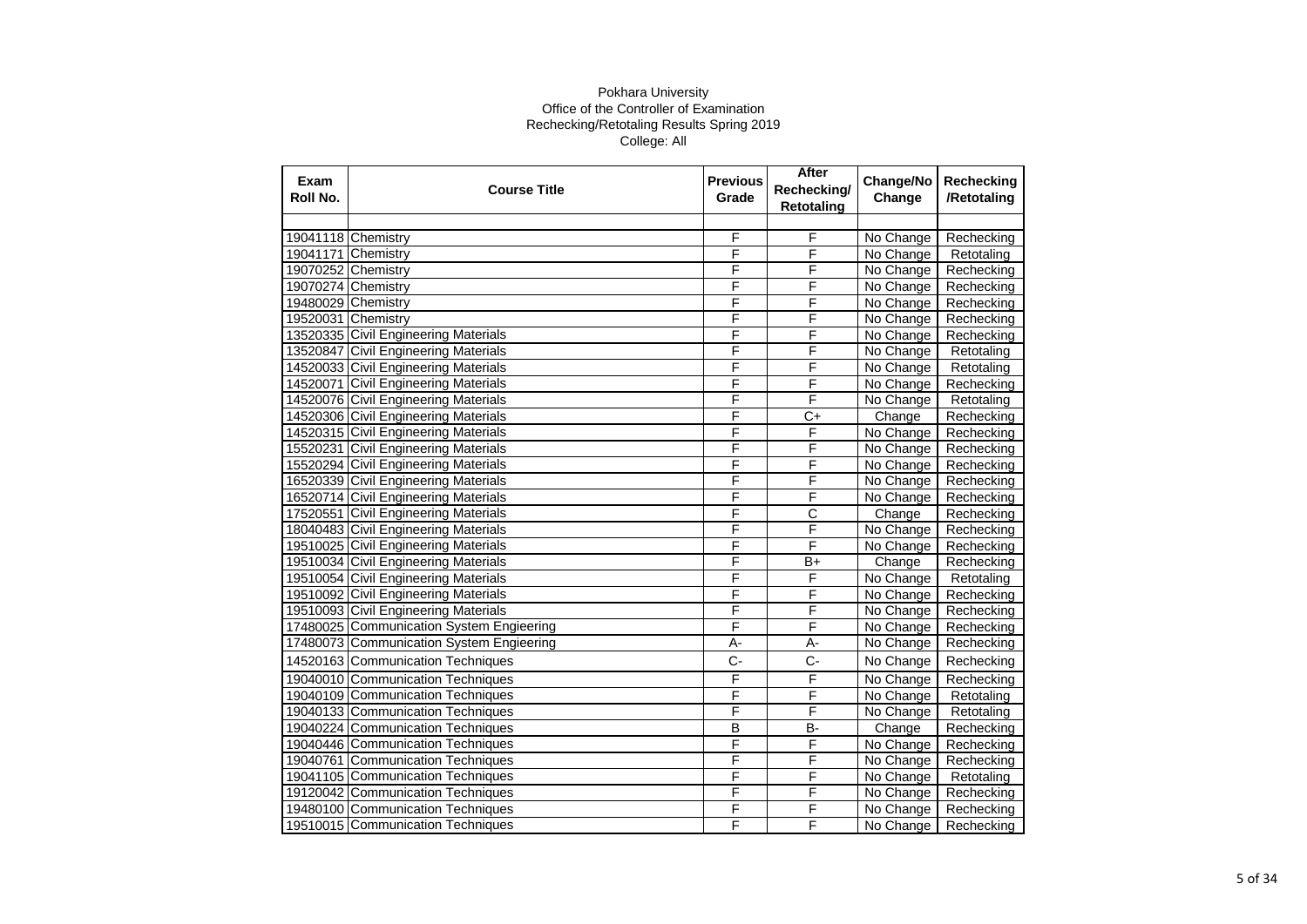Pokhara University
Office of the Controller of Examination
Rechecking/Retotaling Results Spring 2019
College: All

| Exam Roll No. | Course Title | Previous Grade | After Rechecking/ Retotaling | Change/No Change | Rechecking /Retotaling |
|---|---|---|---|---|---|
| | | | | | |
| 19041118 | Chemistry | F | F | No Change | Rechecking |
| 19041171 | Chemistry | F | F | No Change | Retotaling |
| 19070252 | Chemistry | F | F | No Change | Rechecking |
| 19070274 | Chemistry | F | F | No Change | Rechecking |
| 19480029 | Chemistry | F | F | No Change | Rechecking |
| 19520031 | Chemistry | F | F | No Change | Rechecking |
| 13520335 | Civil Engineering Materials | F | F | No Change | Rechecking |
| 13520847 | Civil Engineering Materials | F | F | No Change | Retotaling |
| 14520033 | Civil Engineering Materials | F | F | No Change | Retotaling |
| 14520071 | Civil Engineering Materials | F | F | No Change | Rechecking |
| 14520076 | Civil Engineering Materials | F | F | No Change | Retotaling |
| 14520306 | Civil Engineering Materials | F | C+ | Change | Rechecking |
| 14520315 | Civil Engineering Materials | F | F | No Change | Rechecking |
| 15520231 | Civil Engineering Materials | F | F | No Change | Rechecking |
| 15520294 | Civil Engineering Materials | F | F | No Change | Rechecking |
| 16520339 | Civil Engineering Materials | F | F | No Change | Rechecking |
| 16520714 | Civil Engineering Materials | F | F | No Change | Rechecking |
| 17520551 | Civil Engineering Materials | F | C | Change | Rechecking |
| 18040483 | Civil Engineering Materials | F | F | No Change | Rechecking |
| 19510025 | Civil Engineering Materials | F | F | No Change | Rechecking |
| 19510034 | Civil Engineering Materials | F | B+ | Change | Rechecking |
| 19510054 | Civil Engineering Materials | F | F | No Change | Retotaling |
| 19510092 | Civil Engineering Materials | F | F | No Change | Rechecking |
| 19510093 | Civil Engineering Materials | F | F | No Change | Rechecking |
| 17480025 | Communication System Engieering | F | F | No Change | Rechecking |
| 17480073 | Communication System Engieering | A- | A- | No Change | Rechecking |
| 14520163 | Communication Techniques | C- | C- | No Change | Rechecking |
| 19040010 | Communication Techniques | F | F | No Change | Rechecking |
| 19040109 | Communication Techniques | F | F | No Change | Retotaling |
| 19040133 | Communication Techniques | F | F | No Change | Retotaling |
| 19040224 | Communication Techniques | B | B- | Change | Rechecking |
| 19040446 | Communication Techniques | F | F | No Change | Rechecking |
| 19040761 | Communication Techniques | F | F | No Change | Rechecking |
| 19041105 | Communication Techniques | F | F | No Change | Retotaling |
| 19120042 | Communication Techniques | F | F | No Change | Rechecking |
| 19480100 | Communication Techniques | F | F | No Change | Rechecking |
| 19510015 | Communication Techniques | F | F | No Change | Rechecking |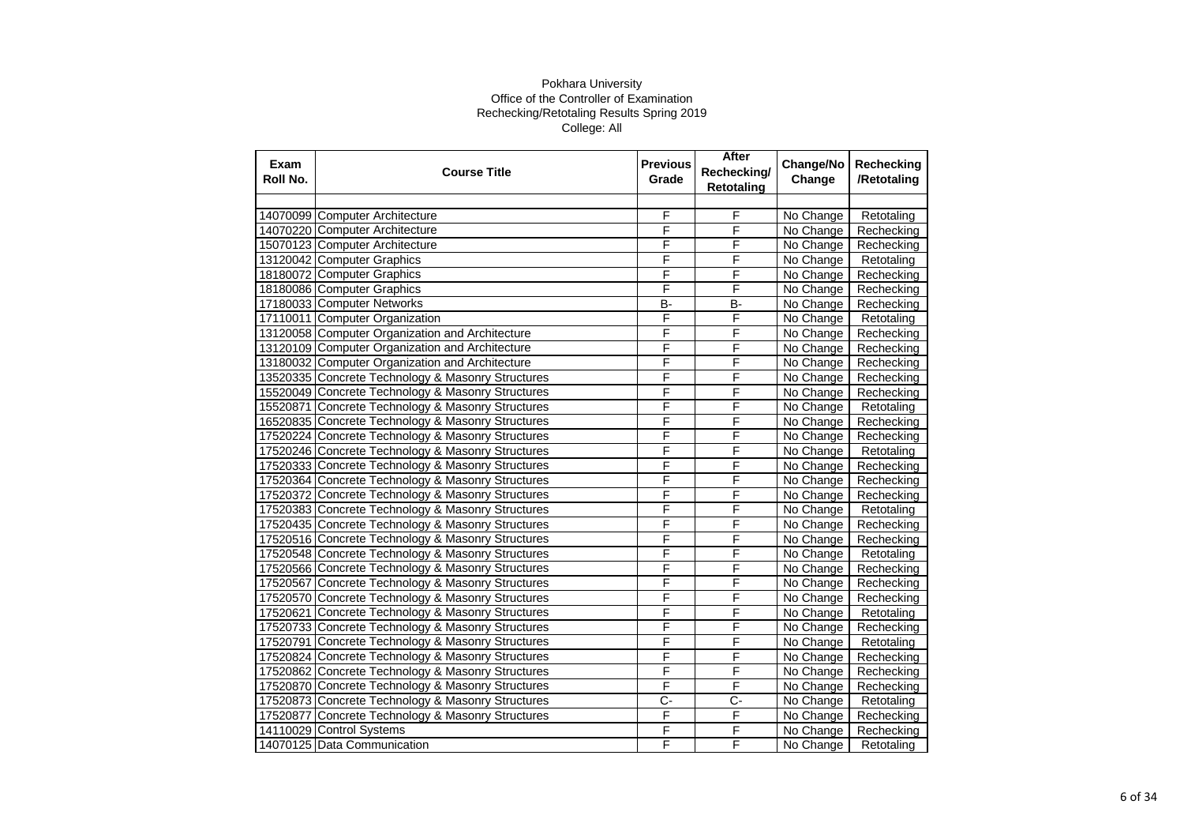Pokhara University
Office of the Controller of Examination
Rechecking/Retotaling Results Spring 2019
College: All

| Exam Roll No. | Course Title | Previous Grade | After Rechecking/ Retotaling | Change/No Change | Rechecking /Retotaling |
|---|---|---|---|---|---|
| | | | | | |
| 14070099 | Computer Architecture | F | F | No Change | Retotaling |
| 14070220 | Computer Architecture | F | F | No Change | Rechecking |
| 15070123 | Computer Architecture | F | F | No Change | Rechecking |
| 13120042 | Computer Graphics | F | F | No Change | Retotaling |
| 18180072 | Computer Graphics | F | F | No Change | Rechecking |
| 18180086 | Computer Graphics | F | F | No Change | Rechecking |
| 17180033 | Computer Networks | B- | B- | No Change | Rechecking |
| 17110011 | Computer Organization | F | F | No Change | Retotaling |
| 13120058 | Computer Organization and Architecture | F | F | No Change | Rechecking |
| 13120109 | Computer Organization and Architecture | F | F | No Change | Rechecking |
| 13180032 | Computer Organization and Architecture | F | F | No Change | Rechecking |
| 13520335 | Concrete Technology & Masonry Structures | F | F | No Change | Rechecking |
| 15520049 | Concrete Technology & Masonry Structures | F | F | No Change | Rechecking |
| 15520871 | Concrete Technology & Masonry Structures | F | F | No Change | Retotaling |
| 16520835 | Concrete Technology & Masonry Structures | F | F | No Change | Rechecking |
| 17520224 | Concrete Technology & Masonry Structures | F | F | No Change | Rechecking |
| 17520246 | Concrete Technology & Masonry Structures | F | F | No Change | Retotaling |
| 17520333 | Concrete Technology & Masonry Structures | F | F | No Change | Rechecking |
| 17520364 | Concrete Technology & Masonry Structures | F | F | No Change | Rechecking |
| 17520372 | Concrete Technology & Masonry Structures | F | F | No Change | Rechecking |
| 17520383 | Concrete Technology & Masonry Structures | F | F | No Change | Retotaling |
| 17520435 | Concrete Technology & Masonry Structures | F | F | No Change | Rechecking |
| 17520516 | Concrete Technology & Masonry Structures | F | F | No Change | Rechecking |
| 17520548 | Concrete Technology & Masonry Structures | F | F | No Change | Retotaling |
| 17520566 | Concrete Technology & Masonry Structures | F | F | No Change | Rechecking |
| 17520567 | Concrete Technology & Masonry Structures | F | F | No Change | Rechecking |
| 17520570 | Concrete Technology & Masonry Structures | F | F | No Change | Rechecking |
| 17520621 | Concrete Technology & Masonry Structures | F | F | No Change | Retotaling |
| 17520733 | Concrete Technology & Masonry Structures | F | F | No Change | Rechecking |
| 17520791 | Concrete Technology & Masonry Structures | F | F | No Change | Retotaling |
| 17520824 | Concrete Technology & Masonry Structures | F | F | No Change | Rechecking |
| 17520862 | Concrete Technology & Masonry Structures | F | F | No Change | Rechecking |
| 17520870 | Concrete Technology & Masonry Structures | F | F | No Change | Rechecking |
| 17520873 | Concrete Technology & Masonry Structures | C- | C- | No Change | Retotaling |
| 17520877 | Concrete Technology & Masonry Structures | F | F | No Change | Rechecking |
| 14110029 | Control Systems | F | F | No Change | Rechecking |
| 14070125 | Data Communication | F | F | No Change | Retotaling |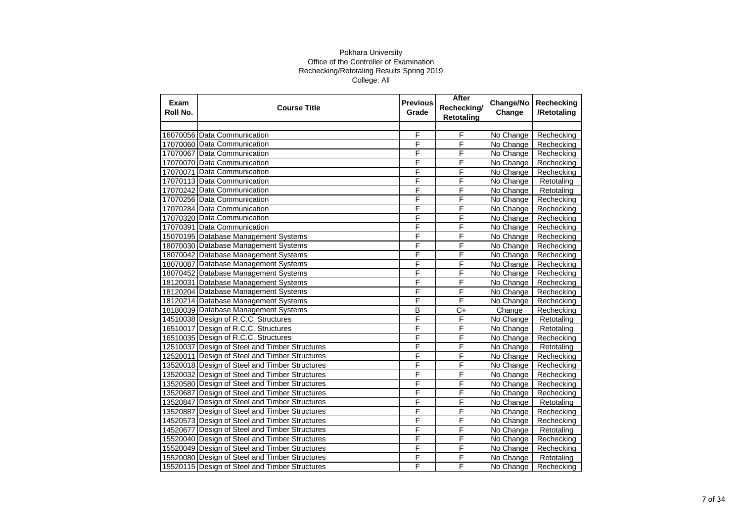Pokhara University
Office of the Controller of Examination
Rechecking/Retotaling Results Spring 2019
College: All

| Exam Roll No. | Course Title | Previous Grade | After Rechecking/ Retotaling | Change/No Change | Rechecking /Retotaling |
|---|---|---|---|---|---|
| 16070056 | Data Communication | F | F | No Change | Rechecking |
| 17070060 | Data Communication | F | F | No Change | Rechecking |
| 17070067 | Data Communication | F | F | No Change | Rechecking |
| 17070070 | Data Communication | F | F | No Change | Rechecking |
| 17070071 | Data Communication | F | F | No Change | Rechecking |
| 17070113 | Data Communication | F | F | No Change | Retotaling |
| 17070242 | Data Communication | F | F | No Change | Retotaling |
| 17070256 | Data Communication | F | F | No Change | Rechecking |
| 17070284 | Data Communication | F | F | No Change | Rechecking |
| 17070320 | Data Communication | F | F | No Change | Rechecking |
| 17070391 | Data Communication | F | F | No Change | Rechecking |
| 15070195 | Database Management Systems | F | F | No Change | Rechecking |
| 18070030 | Database Management Systems | F | F | No Change | Rechecking |
| 18070042 | Database Management Systems | F | F | No Change | Rechecking |
| 18070087 | Database Management Systems | F | F | No Change | Rechecking |
| 18070452 | Database Management Systems | F | F | No Change | Rechecking |
| 18120031 | Database Management Systems | F | F | No Change | Rechecking |
| 18120204 | Database Management Systems | F | F | No Change | Rechecking |
| 18120214 | Database Management Systems | F | F | No Change | Rechecking |
| 18180039 | Database Management Systems | B | C+ | Change | Rechecking |
| 14510038 | Design of R.C.C. Structures | F | F | No Change | Retotaling |
| 16510017 | Design of R.C.C. Structures | F | F | No Change | Retotaling |
| 16510035 | Design of R.C.C. Structures | F | F | No Change | Rechecking |
| 12510037 | Design of Steel and Timber Structures | F | F | No Change | Retotaling |
| 12520011 | Design of Steel and Timber Structures | F | F | No Change | Rechecking |
| 13520018 | Design of Steel and Timber Structures | F | F | No Change | Rechecking |
| 13520032 | Design of Steel and Timber Structures | F | F | No Change | Rechecking |
| 13520580 | Design of Steel and Timber Structures | F | F | No Change | Rechecking |
| 13520687 | Design of Steel and Timber Structures | F | F | No Change | Rechecking |
| 13520847 | Design of Steel and Timber Structures | F | F | No Change | Retotaling |
| 13520887 | Design of Steel and Timber Structures | F | F | No Change | Rechecking |
| 14520573 | Design of Steel and Timber Structures | F | F | No Change | Rechecking |
| 14520677 | Design of Steel and Timber Structures | F | F | No Change | Retotaling |
| 15520040 | Design of Steel and Timber Structures | F | F | No Change | Rechecking |
| 15520049 | Design of Steel and Timber Structures | F | F | No Change | Rechecking |
| 15520080 | Design of Steel and Timber Structures | F | F | No Change | Retotaling |
| 15520115 | Design of Steel and Timber Structures | F | F | No Change | Rechecking |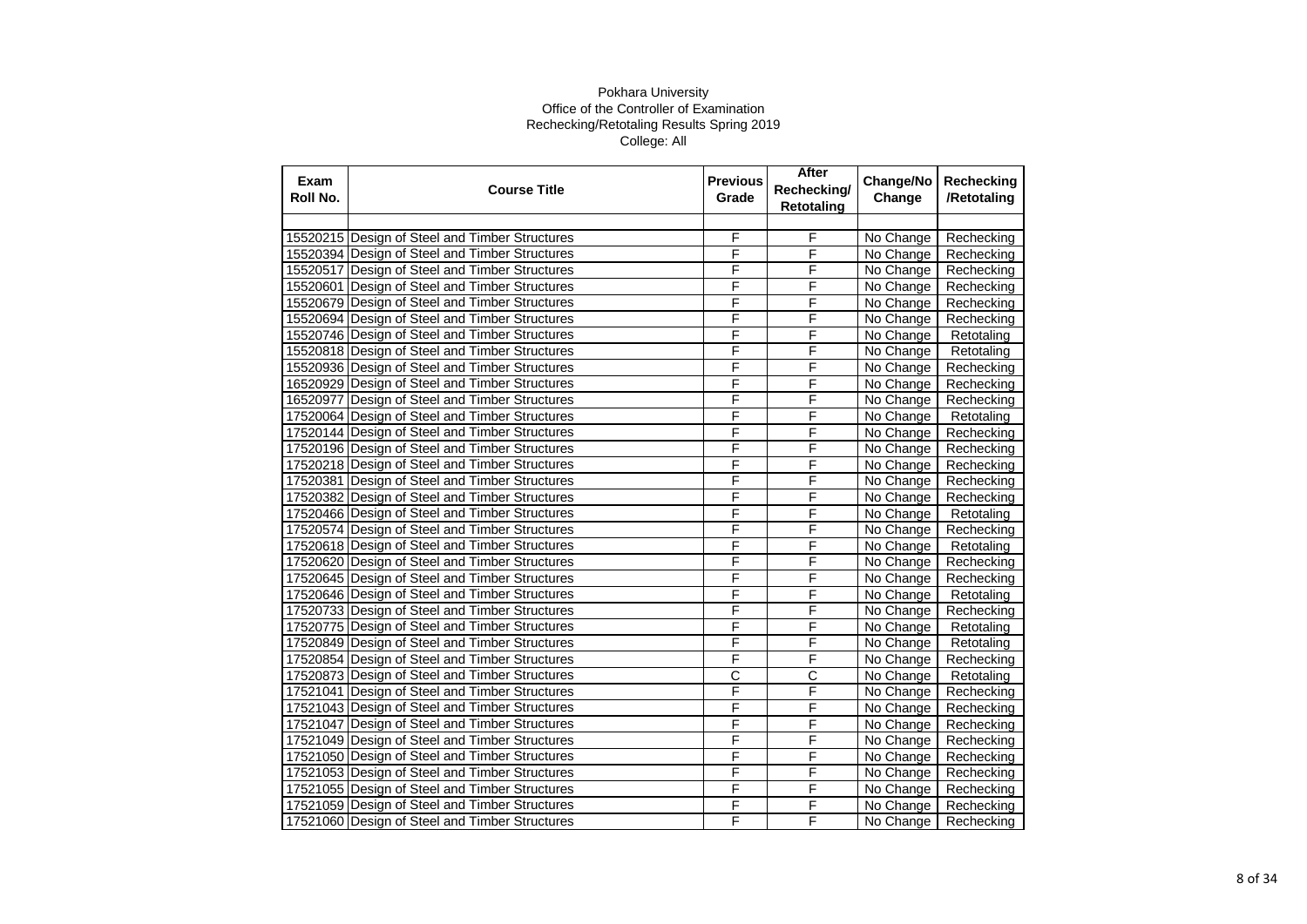Pokhara University
Office of the Controller of Examination
Rechecking/Retotaling Results Spring 2019
College: All

| Exam Roll No. | Course Title | Previous Grade | After Rechecking/ Retotaling | Change/No Change | Rechecking /Retotaling |
|---|---|---|---|---|---|
| | | | | | |
| 15520215 | Design of Steel and Timber Structures | F | F | No Change | Rechecking |
| 15520394 | Design of Steel and Timber Structures | F | F | No Change | Rechecking |
| 15520517 | Design of Steel and Timber Structures | F | F | No Change | Rechecking |
| 15520601 | Design of Steel and Timber Structures | F | F | No Change | Rechecking |
| 15520679 | Design of Steel and Timber Structures | F | F | No Change | Rechecking |
| 15520694 | Design of Steel and Timber Structures | F | F | No Change | Rechecking |
| 15520746 | Design of Steel and Timber Structures | F | F | No Change | Retotaling |
| 15520818 | Design of Steel and Timber Structures | F | F | No Change | Retotaling |
| 15520936 | Design of Steel and Timber Structures | F | F | No Change | Rechecking |
| 16520929 | Design of Steel and Timber Structures | F | F | No Change | Rechecking |
| 16520977 | Design of Steel and Timber Structures | F | F | No Change | Rechecking |
| 17520064 | Design of Steel and Timber Structures | F | F | No Change | Retotaling |
| 17520144 | Design of Steel and Timber Structures | F | F | No Change | Rechecking |
| 17520196 | Design of Steel and Timber Structures | F | F | No Change | Rechecking |
| 17520218 | Design of Steel and Timber Structures | F | F | No Change | Rechecking |
| 17520381 | Design of Steel and Timber Structures | F | F | No Change | Rechecking |
| 17520382 | Design of Steel and Timber Structures | F | F | No Change | Rechecking |
| 17520466 | Design of Steel and Timber Structures | F | F | No Change | Retotaling |
| 17520574 | Design of Steel and Timber Structures | F | F | No Change | Rechecking |
| 17520618 | Design of Steel and Timber Structures | F | F | No Change | Retotaling |
| 17520620 | Design of Steel and Timber Structures | F | F | No Change | Rechecking |
| 17520645 | Design of Steel and Timber Structures | F | F | No Change | Rechecking |
| 17520646 | Design of Steel and Timber Structures | F | F | No Change | Retotaling |
| 17520733 | Design of Steel and Timber Structures | F | F | No Change | Rechecking |
| 17520775 | Design of Steel and Timber Structures | F | F | No Change | Retotaling |
| 17520849 | Design of Steel and Timber Structures | F | F | No Change | Retotaling |
| 17520854 | Design of Steel and Timber Structures | F | F | No Change | Rechecking |
| 17520873 | Design of Steel and Timber Structures | C | C | No Change | Retotaling |
| 17521041 | Design of Steel and Timber Structures | F | F | No Change | Rechecking |
| 17521043 | Design of Steel and Timber Structures | F | F | No Change | Rechecking |
| 17521047 | Design of Steel and Timber Structures | F | F | No Change | Rechecking |
| 17521049 | Design of Steel and Timber Structures | F | F | No Change | Rechecking |
| 17521050 | Design of Steel and Timber Structures | F | F | No Change | Rechecking |
| 17521053 | Design of Steel and Timber Structures | F | F | No Change | Rechecking |
| 17521055 | Design of Steel and Timber Structures | F | F | No Change | Rechecking |
| 17521059 | Design of Steel and Timber Structures | F | F | No Change | Rechecking |
| 17521060 | Design of Steel and Timber Structures | F | F | No Change | Rechecking |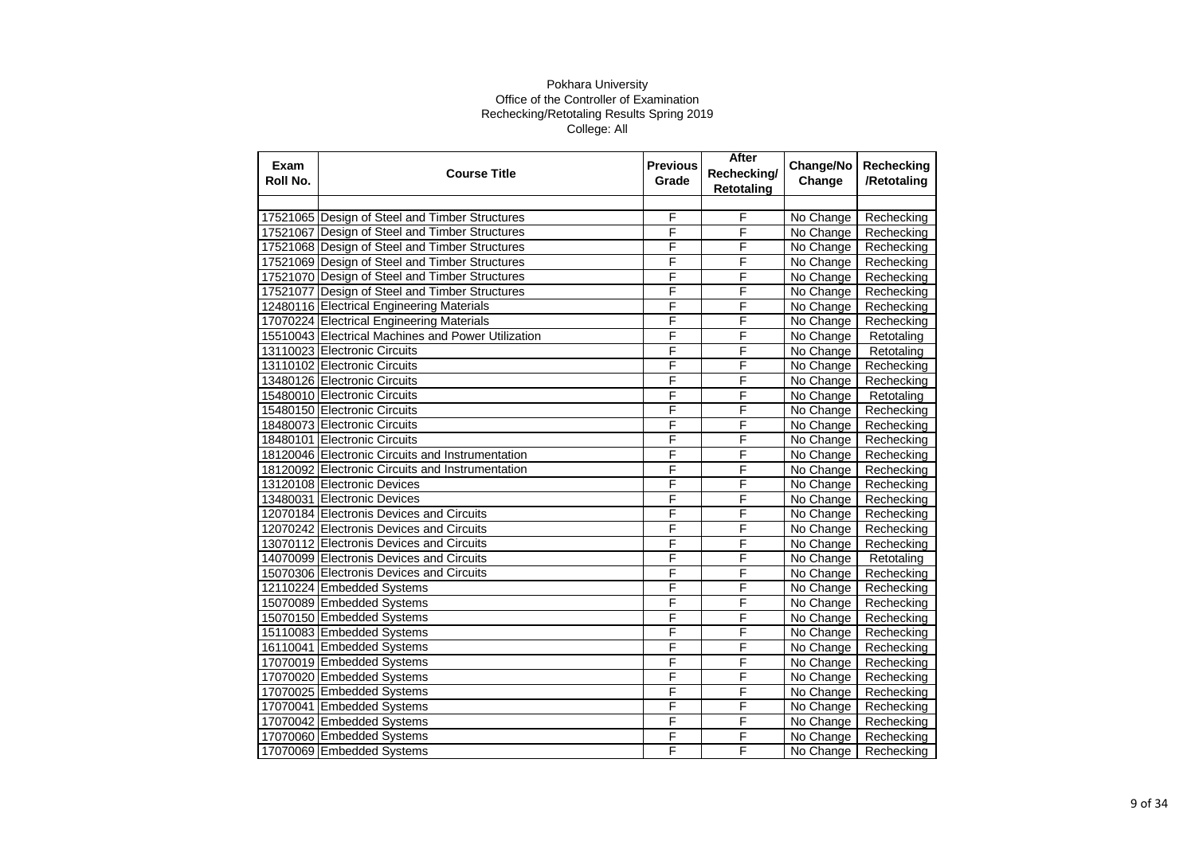Pokhara University

Office of the Controller of Examination

Rechecking/Retotaling Results Spring 2019

College: All

| Exam Roll No. | Course Title | Previous Grade | After Rechecking/ Retotaling | Change/No Change | Rechecking /Retotaling |
|---|---|---|---|---|---|
| | | | | | |
| 17521065 | Design of Steel and Timber Structures | F | F | No Change | Rechecking |
| 17521067 | Design of Steel and Timber Structures | F | F | No Change | Rechecking |
| 17521068 | Design of Steel and Timber Structures | F | F | No Change | Rechecking |
| 17521069 | Design of Steel and Timber Structures | F | F | No Change | Rechecking |
| 17521070 | Design of Steel and Timber Structures | F | F | No Change | Rechecking |
| 17521077 | Design of Steel and Timber Structures | F | F | No Change | Rechecking |
| 12480116 | Electrical Engineering Materials | F | F | No Change | Rechecking |
| 17070224 | Electrical Engineering Materials | F | F | No Change | Rechecking |
| 15510043 | Electrical Machines and Power Utilization | F | F | No Change | Retotaling |
| 13110023 | Electronic Circuits | F | F | No Change | Retotaling |
| 13110102 | Electronic Circuits | F | F | No Change | Rechecking |
| 13480126 | Electronic Circuits | F | F | No Change | Rechecking |
| 15480010 | Electronic Circuits | F | F | No Change | Retotaling |
| 15480150 | Electronic Circuits | F | F | No Change | Rechecking |
| 18480073 | Electronic Circuits | F | F | No Change | Rechecking |
| 18480101 | Electronic Circuits | F | F | No Change | Rechecking |
| 18120046 | Electronic Circuits and Instrumentation | F | F | No Change | Rechecking |
| 18120092 | Electronic Circuits and Instrumentation | F | F | No Change | Rechecking |
| 13120108 | Electronic Devices | F | F | No Change | Rechecking |
| 13480031 | Electronic Devices | F | F | No Change | Rechecking |
| 12070184 | Electronis Devices and Circuits | F | F | No Change | Rechecking |
| 12070242 | Electronis Devices and Circuits | F | F | No Change | Rechecking |
| 13070112 | Electronis Devices and Circuits | F | F | No Change | Rechecking |
| 14070099 | Electronis Devices and Circuits | F | F | No Change | Retotaling |
| 15070306 | Electronis Devices and Circuits | F | F | No Change | Rechecking |
| 12110224 | Embedded Systems | F | F | No Change | Rechecking |
| 15070089 | Embedded Systems | F | F | No Change | Rechecking |
| 15070150 | Embedded Systems | F | F | No Change | Rechecking |
| 15110083 | Embedded Systems | F | F | No Change | Rechecking |
| 16110041 | Embedded Systems | F | F | No Change | Rechecking |
| 17070019 | Embedded Systems | F | F | No Change | Rechecking |
| 17070020 | Embedded Systems | F | F | No Change | Rechecking |
| 17070025 | Embedded Systems | F | F | No Change | Rechecking |
| 17070041 | Embedded Systems | F | F | No Change | Rechecking |
| 17070042 | Embedded Systems | F | F | No Change | Rechecking |
| 17070060 | Embedded Systems | F | F | No Change | Rechecking |
| 17070069 | Embedded Systems | F | F | No Change | Rechecking |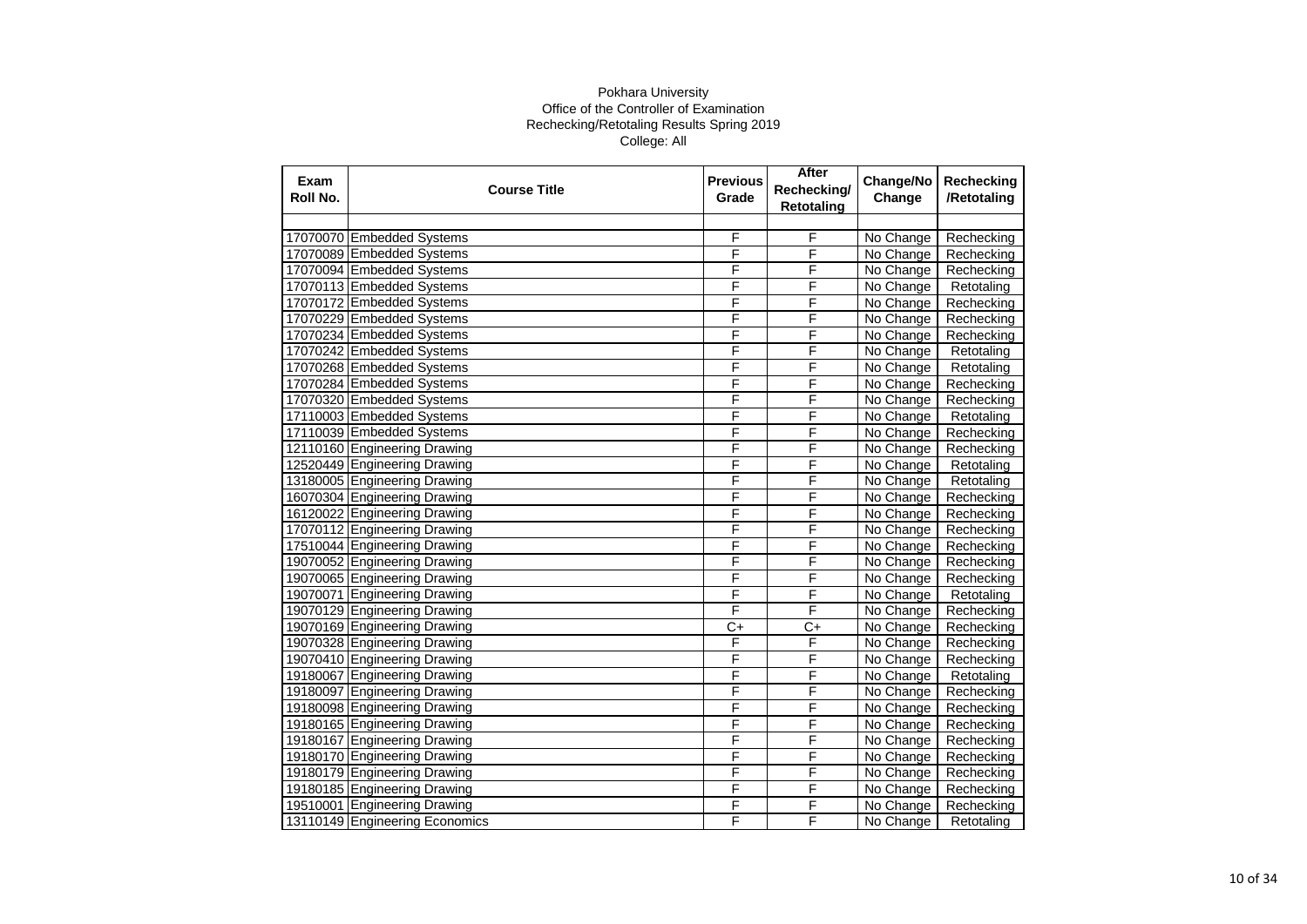Pokhara University
Office of the Controller of Examination
Rechecking/Retotaling Results Spring 2019
College: All

| Exam Roll No. | Course Title | Previous Grade | After Rechecking/ Retotaling | Change/No Change | Rechecking /Retotaling |
|---|---|---|---|---|---|
| | | | | | |
| 17070070 | Embedded Systems | F | F | No Change | Rechecking |
| 17070089 | Embedded Systems | F | F | No Change | Rechecking |
| 17070094 | Embedded Systems | F | F | No Change | Rechecking |
| 17070113 | Embedded Systems | F | F | No Change | Retotaling |
| 17070172 | Embedded Systems | F | F | No Change | Rechecking |
| 17070229 | Embedded Systems | F | F | No Change | Rechecking |
| 17070234 | Embedded Systems | F | F | No Change | Rechecking |
| 17070242 | Embedded Systems | F | F | No Change | Retotaling |
| 17070268 | Embedded Systems | F | F | No Change | Retotaling |
| 17070284 | Embedded Systems | F | F | No Change | Rechecking |
| 17070320 | Embedded Systems | F | F | No Change | Rechecking |
| 17110003 | Embedded Systems | F | F | No Change | Retotaling |
| 17110039 | Embedded Systems | F | F | No Change | Rechecking |
| 12110160 | Engineering Drawing | F | F | No Change | Rechecking |
| 12520449 | Engineering Drawing | F | F | No Change | Retotaling |
| 13180005 | Engineering Drawing | F | F | No Change | Retotaling |
| 16070304 | Engineering Drawing | F | F | No Change | Rechecking |
| 16120022 | Engineering Drawing | F | F | No Change | Rechecking |
| 17070112 | Engineering Drawing | F | F | No Change | Rechecking |
| 17510044 | Engineering Drawing | F | F | No Change | Rechecking |
| 19070052 | Engineering Drawing | F | F | No Change | Rechecking |
| 19070065 | Engineering Drawing | F | F | No Change | Rechecking |
| 19070071 | Engineering Drawing | F | F | No Change | Retotaling |
| 19070129 | Engineering Drawing | F | F | No Change | Rechecking |
| 19070169 | Engineering Drawing | C+ | C+ | No Change | Rechecking |
| 19070328 | Engineering Drawing | F | F | No Change | Rechecking |
| 19070410 | Engineering Drawing | F | F | No Change | Rechecking |
| 19180067 | Engineering Drawing | F | F | No Change | Retotaling |
| 19180097 | Engineering Drawing | F | F | No Change | Rechecking |
| 19180098 | Engineering Drawing | F | F | No Change | Rechecking |
| 19180165 | Engineering Drawing | F | F | No Change | Rechecking |
| 19180167 | Engineering Drawing | F | F | No Change | Rechecking |
| 19180170 | Engineering Drawing | F | F | No Change | Rechecking |
| 19180179 | Engineering Drawing | F | F | No Change | Rechecking |
| 19180185 | Engineering Drawing | F | F | No Change | Rechecking |
| 19510001 | Engineering Drawing | F | F | No Change | Rechecking |
| 13110149 | Engineering Economics | F | F | No Change | Retotaling |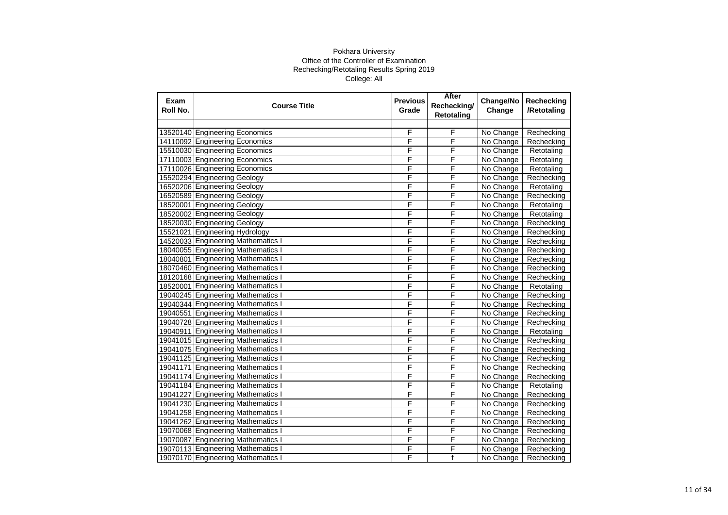Pokhara University
Office of the Controller of Examination
Rechecking/Retotaling Results Spring 2019
College: All

| Exam Roll No. | Course Title | Previous Grade | After Rechecking/ Retotaling | Change/No Change | Rechecking /Retotaling |
|---|---|---|---|---|---|
| | | | | | |
| 13520140 | Engineering Economics | F | F | No Change | Rechecking |
| 14110092 | Engineering Economics | F | F | No Change | Rechecking |
| 15510030 | Engineering Economics | F | F | No Change | Retotaling |
| 17110003 | Engineering Economics | F | F | No Change | Retotaling |
| 17110026 | Engineering Economics | F | F | No Change | Retotaling |
| 15520294 | Engineering Geology | F | F | No Change | Rechecking |
| 16520206 | Engineering Geology | F | F | No Change | Retotaling |
| 16520589 | Engineering Geology | F | F | No Change | Rechecking |
| 18520001 | Engineering Geology | F | F | No Change | Retotaling |
| 18520002 | Engineering Geology | F | F | No Change | Retotaling |
| 18520030 | Engineering Geology | F | F | No Change | Rechecking |
| 15521021 | Engineering Hydrology | F | F | No Change | Rechecking |
| 14520033 | Engineering Mathematics I | F | F | No Change | Rechecking |
| 18040055 | Engineering Mathematics I | F | F | No Change | Rechecking |
| 18040801 | Engineering Mathematics I | F | F | No Change | Rechecking |
| 18070460 | Engineering Mathematics I | F | F | No Change | Rechecking |
| 18120168 | Engineering Mathematics I | F | F | No Change | Rechecking |
| 18520001 | Engineering Mathematics I | F | F | No Change | Retotaling |
| 19040245 | Engineering Mathematics I | F | F | No Change | Rechecking |
| 19040344 | Engineering Mathematics I | F | F | No Change | Rechecking |
| 19040551 | Engineering Mathematics I | F | F | No Change | Rechecking |
| 19040728 | Engineering Mathematics I | F | F | No Change | Rechecking |
| 19040911 | Engineering Mathematics I | F | F | No Change | Retotaling |
| 19041015 | Engineering Mathematics I | F | F | No Change | Rechecking |
| 19041075 | Engineering Mathematics I | F | F | No Change | Rechecking |
| 19041125 | Engineering Mathematics I | F | F | No Change | Rechecking |
| 19041171 | Engineering Mathematics I | F | F | No Change | Rechecking |
| 19041174 | Engineering Mathematics I | F | F | No Change | Rechecking |
| 19041184 | Engineering Mathematics I | F | F | No Change | Retotaling |
| 19041227 | Engineering Mathematics I | F | F | No Change | Rechecking |
| 19041230 | Engineering Mathematics I | F | F | No Change | Rechecking |
| 19041258 | Engineering Mathematics I | F | F | No Change | Rechecking |
| 19041262 | Engineering Mathematics I | F | F | No Change | Rechecking |
| 19070068 | Engineering Mathematics I | F | F | No Change | Rechecking |
| 19070087 | Engineering Mathematics I | F | F | No Change | Rechecking |
| 19070113 | Engineering Mathematics I | F | F | No Change | Rechecking |
| 19070170 | Engineering Mathematics I | F | f | No Change | Rechecking |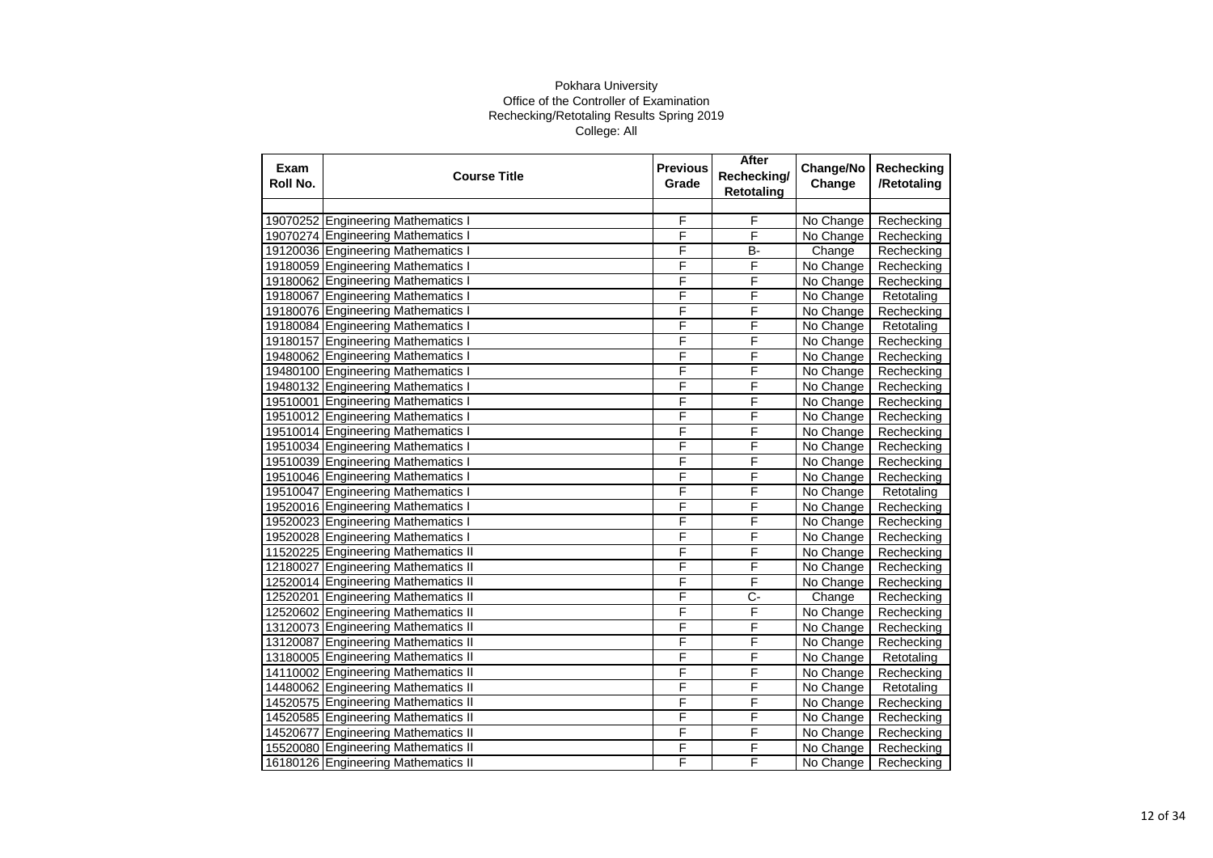Pokhara University
Office of the Controller of Examination
Rechecking/Retotaling Results Spring 2019
College: All

| Exam Roll No. | Course Title | Previous Grade | After Rechecking/ Retotaling | Change/No Change | Rechecking /Retotaling |
|---|---|---|---|---|---|
| 19070252 | Engineering Mathematics I | F | F | No Change | Rechecking |
| 19070274 | Engineering Mathematics I | F | F | No Change | Rechecking |
| 19120036 | Engineering Mathematics I | F | B- | Change | Rechecking |
| 19180059 | Engineering Mathematics I | F | F | No Change | Rechecking |
| 19180062 | Engineering Mathematics I | F | F | No Change | Rechecking |
| 19180067 | Engineering Mathematics I | F | F | No Change | Retotaling |
| 19180076 | Engineering Mathematics I | F | F | No Change | Rechecking |
| 19180084 | Engineering Mathematics I | F | F | No Change | Retotaling |
| 19180157 | Engineering Mathematics I | F | F | No Change | Rechecking |
| 19480062 | Engineering Mathematics I | F | F | No Change | Rechecking |
| 19480100 | Engineering Mathematics I | F | F | No Change | Rechecking |
| 19480132 | Engineering Mathematics I | F | F | No Change | Rechecking |
| 19510001 | Engineering Mathematics I | F | F | No Change | Rechecking |
| 19510012 | Engineering Mathematics I | F | F | No Change | Rechecking |
| 19510014 | Engineering Mathematics I | F | F | No Change | Rechecking |
| 19510034 | Engineering Mathematics I | F | F | No Change | Rechecking |
| 19510039 | Engineering Mathematics I | F | F | No Change | Rechecking |
| 19510046 | Engineering Mathematics I | F | F | No Change | Rechecking |
| 19510047 | Engineering Mathematics I | F | F | No Change | Retotaling |
| 19520016 | Engineering Mathematics I | F | F | No Change | Rechecking |
| 19520023 | Engineering Mathematics I | F | F | No Change | Rechecking |
| 19520028 | Engineering Mathematics I | F | F | No Change | Rechecking |
| 11520225 | Engineering Mathematics II | F | F | No Change | Rechecking |
| 12180027 | Engineering Mathematics II | F | F | No Change | Rechecking |
| 12520014 | Engineering Mathematics II | F | F | No Change | Rechecking |
| 12520201 | Engineering Mathematics II | F | C- | Change | Rechecking |
| 12520602 | Engineering Mathematics II | F | F | No Change | Rechecking |
| 13120073 | Engineering Mathematics II | F | F | No Change | Rechecking |
| 13120087 | Engineering Mathematics II | F | F | No Change | Rechecking |
| 13180005 | Engineering Mathematics II | F | F | No Change | Retotaling |
| 14110002 | Engineering Mathematics II | F | F | No Change | Rechecking |
| 14480062 | Engineering Mathematics II | F | F | No Change | Retotaling |
| 14520575 | Engineering Mathematics II | F | F | No Change | Rechecking |
| 14520585 | Engineering Mathematics II | F | F | No Change | Rechecking |
| 14520677 | Engineering Mathematics II | F | F | No Change | Rechecking |
| 15520080 | Engineering Mathematics II | F | F | No Change | Rechecking |
| 16180126 | Engineering Mathematics II | F | F | No Change | Rechecking |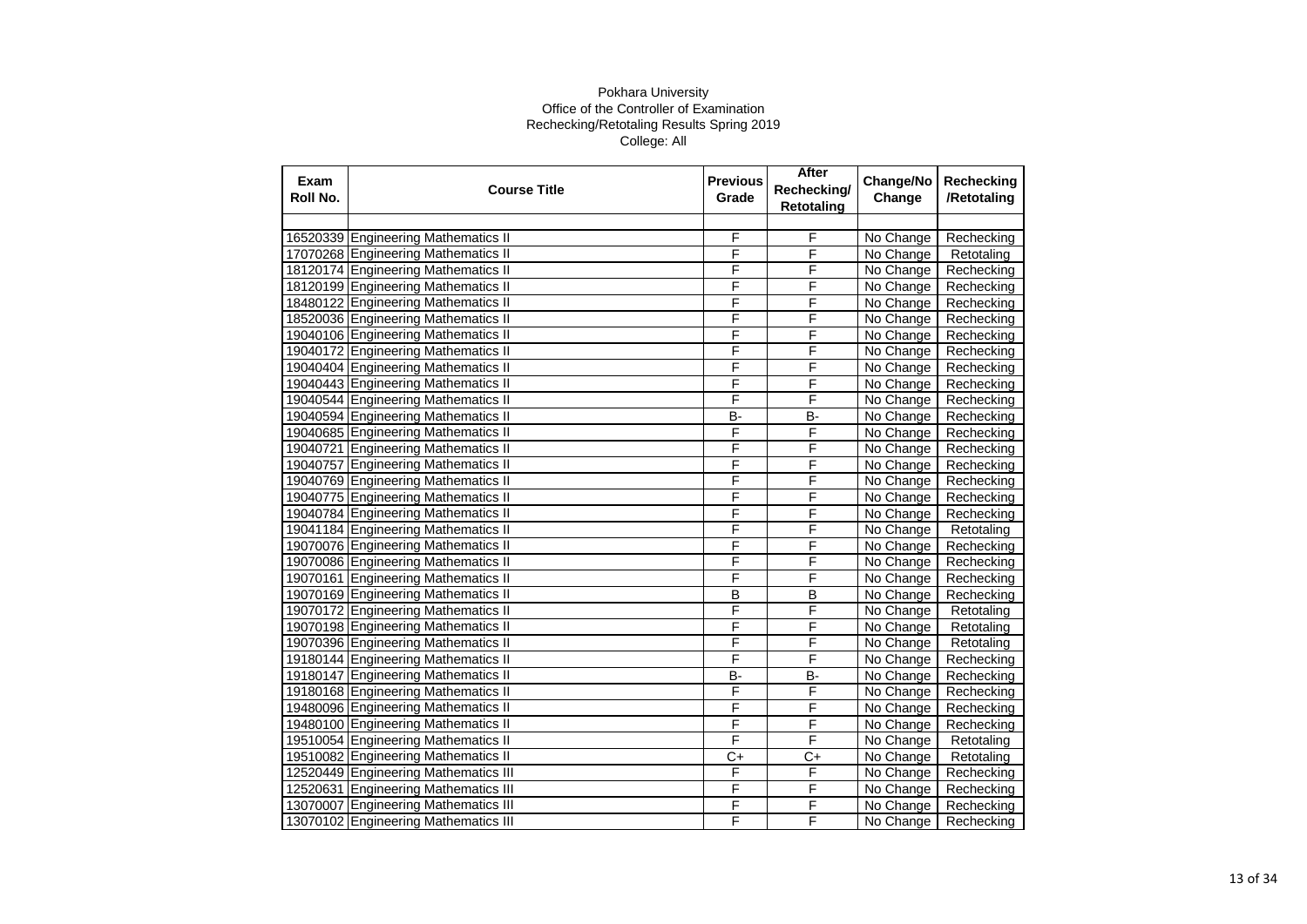Pokhara University
Office of the Controller of Examination
Rechecking/Retotaling Results Spring 2019
College: All

| Exam Roll No. | Course Title | Previous Grade | After Rechecking/ Retotaling | Change/No Change | Rechecking /Retotaling |
|---|---|---|---|---|---|
| | | | | | |
| 16520339 | Engineering Mathematics II | F | F | No Change | Rechecking |
| 17070268 | Engineering Mathematics II | F | F | No Change | Retotaling |
| 18120174 | Engineering Mathematics II | F | F | No Change | Rechecking |
| 18120199 | Engineering Mathematics II | F | F | No Change | Rechecking |
| 18480122 | Engineering Mathematics II | F | F | No Change | Rechecking |
| 18520036 | Engineering Mathematics II | F | F | No Change | Rechecking |
| 19040106 | Engineering Mathematics II | F | F | No Change | Rechecking |
| 19040172 | Engineering Mathematics II | F | F | No Change | Rechecking |
| 19040404 | Engineering Mathematics II | F | F | No Change | Rechecking |
| 19040443 | Engineering Mathematics II | F | F | No Change | Rechecking |
| 19040544 | Engineering Mathematics II | F | F | No Change | Rechecking |
| 19040594 | Engineering Mathematics II | B- | B- | No Change | Rechecking |
| 19040685 | Engineering Mathematics II | F | F | No Change | Rechecking |
| 19040721 | Engineering Mathematics II | F | F | No Change | Rechecking |
| 19040757 | Engineering Mathematics II | F | F | No Change | Rechecking |
| 19040769 | Engineering Mathematics II | F | F | No Change | Rechecking |
| 19040775 | Engineering Mathematics II | F | F | No Change | Rechecking |
| 19040784 | Engineering Mathematics II | F | F | No Change | Rechecking |
| 19041184 | Engineering Mathematics II | F | F | No Change | Retotaling |
| 19070076 | Engineering Mathematics II | F | F | No Change | Rechecking |
| 19070086 | Engineering Mathematics II | F | F | No Change | Rechecking |
| 19070161 | Engineering Mathematics II | F | F | No Change | Rechecking |
| 19070169 | Engineering Mathematics II | B | B | No Change | Rechecking |
| 19070172 | Engineering Mathematics II | F | F | No Change | Retotaling |
| 19070198 | Engineering Mathematics II | F | F | No Change | Retotaling |
| 19070396 | Engineering Mathematics II | F | F | No Change | Retotaling |
| 19180144 | Engineering Mathematics II | F | F | No Change | Rechecking |
| 19180147 | Engineering Mathematics II | B- | B- | No Change | Rechecking |
| 19180168 | Engineering Mathematics II | F | F | No Change | Rechecking |
| 19480096 | Engineering Mathematics II | F | F | No Change | Rechecking |
| 19480100 | Engineering Mathematics II | F | F | No Change | Rechecking |
| 19510054 | Engineering Mathematics II | F | F | No Change | Retotaling |
| 19510082 | Engineering Mathematics II | C+ | C+ | No Change | Retotaling |
| 12520449 | Engineering Mathematics III | F | F | No Change | Rechecking |
| 12520631 | Engineering Mathematics III | F | F | No Change | Rechecking |
| 13070007 | Engineering Mathematics III | F | F | No Change | Rechecking |
| 13070102 | Engineering Mathematics III | F | F | No Change | Rechecking |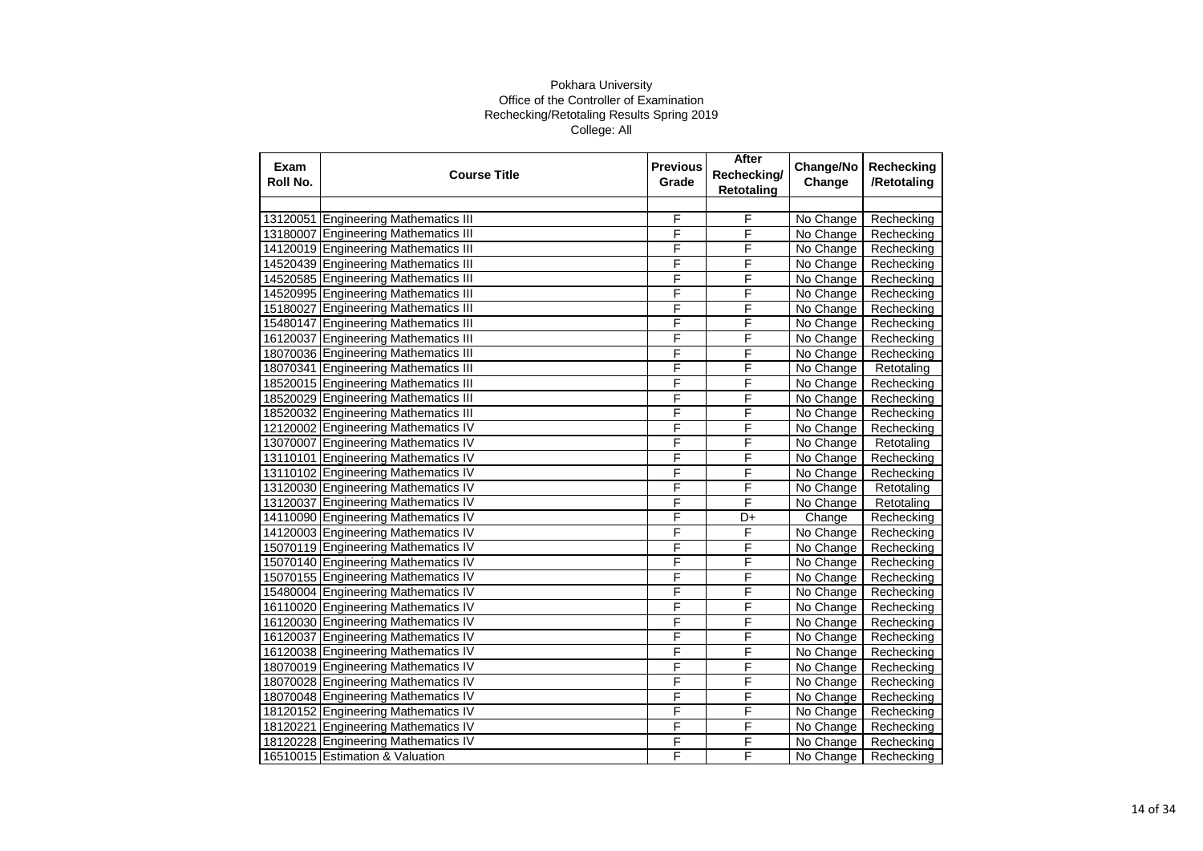Pokhara University

Office of the Controller of Examination

Rechecking/Retotaling Results Spring 2019

College: All

| Exam Roll No. | Course Title | Previous Grade | After Rechecking/ Retotaling | Change/No Change | Rechecking /Retotaling |
|---|---|---|---|---|---|
| 13120051 | Engineering Mathematics III | F | F | No Change | Rechecking |
| 13180007 | Engineering Mathematics III | F | F | No Change | Rechecking |
| 14120019 | Engineering Mathematics III | F | F | No Change | Rechecking |
| 14520439 | Engineering Mathematics III | F | F | No Change | Rechecking |
| 14520585 | Engineering Mathematics III | F | F | No Change | Rechecking |
| 14520995 | Engineering Mathematics III | F | F | No Change | Rechecking |
| 15180027 | Engineering Mathematics III | F | F | No Change | Rechecking |
| 15480147 | Engineering Mathematics III | F | F | No Change | Rechecking |
| 16120037 | Engineering Mathematics III | F | F | No Change | Rechecking |
| 18070036 | Engineering Mathematics III | F | F | No Change | Rechecking |
| 18070341 | Engineering Mathematics III | F | F | No Change | Retotaling |
| 18520015 | Engineering Mathematics III | F | F | No Change | Rechecking |
| 18520029 | Engineering Mathematics III | F | F | No Change | Rechecking |
| 18520032 | Engineering Mathematics III | F | F | No Change | Rechecking |
| 12120002 | Engineering Mathematics IV | F | F | No Change | Rechecking |
| 13070007 | Engineering Mathematics IV | F | F | No Change | Retotaling |
| 13110101 | Engineering Mathematics IV | F | F | No Change | Rechecking |
| 13110102 | Engineering Mathematics IV | F | F | No Change | Rechecking |
| 13120030 | Engineering Mathematics IV | F | F | No Change | Retotaling |
| 13120037 | Engineering Mathematics IV | F | F | No Change | Retotaling |
| 14110090 | Engineering Mathematics IV | F | D+ | Change | Rechecking |
| 14120003 | Engineering Mathematics IV | F | F | No Change | Rechecking |
| 15070119 | Engineering Mathematics IV | F | F | No Change | Rechecking |
| 15070140 | Engineering Mathematics IV | F | F | No Change | Rechecking |
| 15070155 | Engineering Mathematics IV | F | F | No Change | Rechecking |
| 15480004 | Engineering Mathematics IV | F | F | No Change | Rechecking |
| 16110020 | Engineering Mathematics IV | F | F | No Change | Rechecking |
| 16120030 | Engineering Mathematics IV | F | F | No Change | Rechecking |
| 16120037 | Engineering Mathematics IV | F | F | No Change | Rechecking |
| 16120038 | Engineering Mathematics IV | F | F | No Change | Rechecking |
| 18070019 | Engineering Mathematics IV | F | F | No Change | Rechecking |
| 18070028 | Engineering Mathematics IV | F | F | No Change | Rechecking |
| 18070048 | Engineering Mathematics IV | F | F | No Change | Rechecking |
| 18120152 | Engineering Mathematics IV | F | F | No Change | Rechecking |
| 18120221 | Engineering Mathematics IV | F | F | No Change | Rechecking |
| 18120228 | Engineering Mathematics IV | F | F | No Change | Rechecking |
| 16510015 | Estimation & Valuation | F | F | No Change | Rechecking |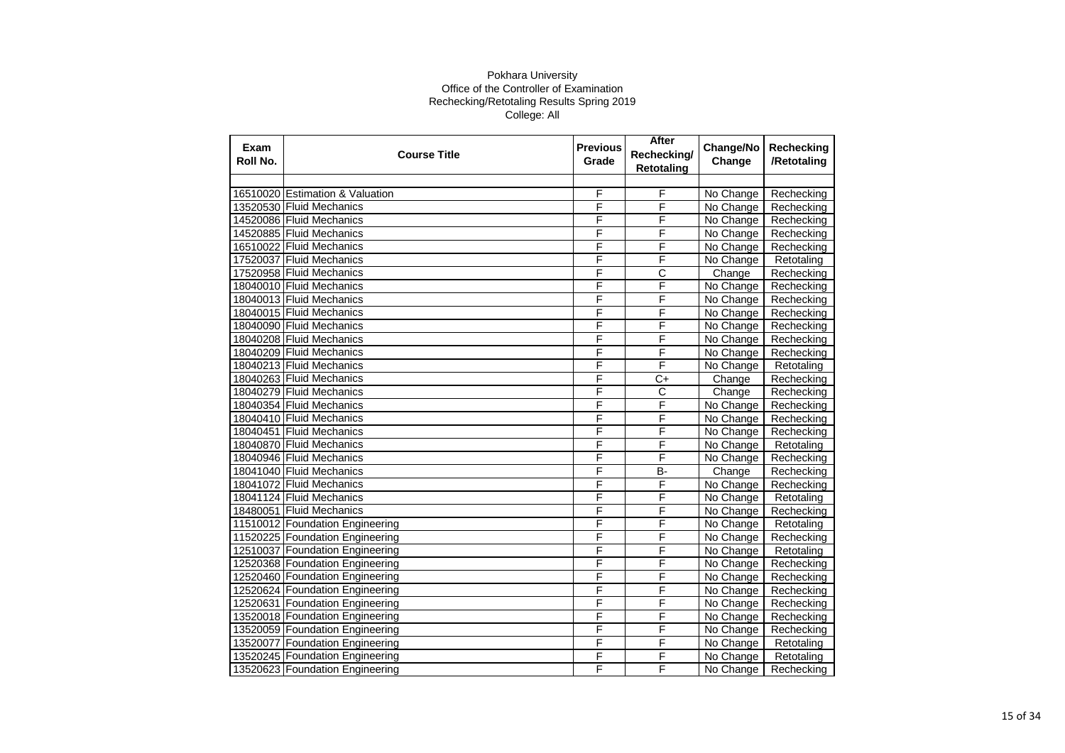Pokhara University
Office of the Controller of Examination
Rechecking/Retotaling Results Spring 2019
College: All

| Exam Roll No. | Course Title | Previous Grade | After Rechecking/ Retotaling | Change/No Change | Rechecking /Retotaling |
|---|---|---|---|---|---|
| | | | | | |
| 16510020 | Estimation & Valuation | F | F | No Change | Rechecking |
| 13520530 | Fluid Mechanics | F | F | No Change | Rechecking |
| 14520086 | Fluid Mechanics | F | F | No Change | Rechecking |
| 14520885 | Fluid Mechanics | F | F | No Change | Rechecking |
| 16510022 | Fluid Mechanics | F | F | No Change | Rechecking |
| 17520037 | Fluid Mechanics | F | F | No Change | Retotaling |
| 17520958 | Fluid Mechanics | F | C | Change | Rechecking |
| 18040010 | Fluid Mechanics | F | F | No Change | Rechecking |
| 18040013 | Fluid Mechanics | F | F | No Change | Rechecking |
| 18040015 | Fluid Mechanics | F | F | No Change | Rechecking |
| 18040090 | Fluid Mechanics | F | F | No Change | Rechecking |
| 18040208 | Fluid Mechanics | F | F | No Change | Rechecking |
| 18040209 | Fluid Mechanics | F | F | No Change | Rechecking |
| 18040213 | Fluid Mechanics | F | F | No Change | Retotaling |
| 18040263 | Fluid Mechanics | F | C+ | Change | Rechecking |
| 18040279 | Fluid Mechanics | F | C | Change | Rechecking |
| 18040354 | Fluid Mechanics | F | F | No Change | Rechecking |
| 18040410 | Fluid Mechanics | F | F | No Change | Rechecking |
| 18040451 | Fluid Mechanics | F | F | No Change | Rechecking |
| 18040870 | Fluid Mechanics | F | F | No Change | Retotaling |
| 18040946 | Fluid Mechanics | F | F | No Change | Rechecking |
| 18041040 | Fluid Mechanics | F | B- | Change | Rechecking |
| 18041072 | Fluid Mechanics | F | F | No Change | Rechecking |
| 18041124 | Fluid Mechanics | F | F | No Change | Retotaling |
| 18480051 | Fluid Mechanics | F | F | No Change | Rechecking |
| 11510012 | Foundation Engineering | F | F | No Change | Retotaling |
| 11520225 | Foundation Engineering | F | F | No Change | Rechecking |
| 12510037 | Foundation Engineering | F | F | No Change | Retotaling |
| 12520368 | Foundation Engineering | F | F | No Change | Rechecking |
| 12520460 | Foundation Engineering | F | F | No Change | Rechecking |
| 12520624 | Foundation Engineering | F | F | No Change | Rechecking |
| 12520631 | Foundation Engineering | F | F | No Change | Rechecking |
| 13520018 | Foundation Engineering | F | F | No Change | Rechecking |
| 13520059 | Foundation Engineering | F | F | No Change | Rechecking |
| 13520077 | Foundation Engineering | F | F | No Change | Retotaling |
| 13520245 | Foundation Engineering | F | F | No Change | Retotaling |
| 13520623 | Foundation Engineering | F | F | No Change | Rechecking |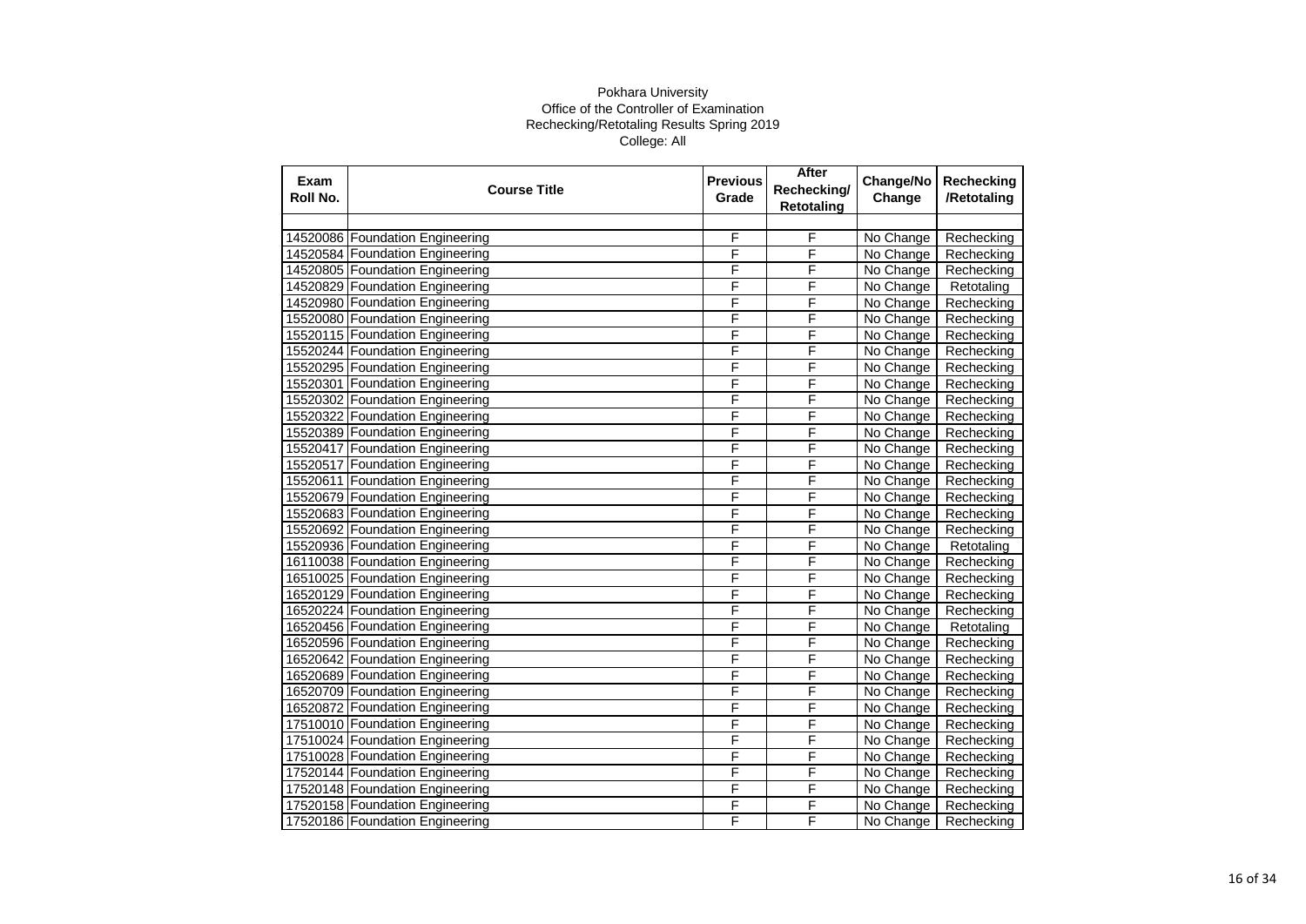Pokhara University
Office of the Controller of Examination
Rechecking/Retotaling Results Spring 2019
College: All

| Exam Roll No. | Course Title | Previous Grade | After Rechecking/ Retotaling | Change/No Change | Rechecking /Retotaling |
|---|---|---|---|---|---|
| | | | | | |
| 14520086 | Foundation Engineering | F | F | No Change | Rechecking |
| 14520584 | Foundation Engineering | F | F | No Change | Rechecking |
| 14520805 | Foundation Engineering | F | F | No Change | Rechecking |
| 14520829 | Foundation Engineering | F | F | No Change | Retotaling |
| 14520980 | Foundation Engineering | F | F | No Change | Rechecking |
| 15520080 | Foundation Engineering | F | F | No Change | Rechecking |
| 15520115 | Foundation Engineering | F | F | No Change | Rechecking |
| 15520244 | Foundation Engineering | F | F | No Change | Rechecking |
| 15520295 | Foundation Engineering | F | F | No Change | Rechecking |
| 15520301 | Foundation Engineering | F | F | No Change | Rechecking |
| 15520302 | Foundation Engineering | F | F | No Change | Rechecking |
| 15520322 | Foundation Engineering | F | F | No Change | Rechecking |
| 15520389 | Foundation Engineering | F | F | No Change | Rechecking |
| 15520417 | Foundation Engineering | F | F | No Change | Rechecking |
| 15520517 | Foundation Engineering | F | F | No Change | Rechecking |
| 15520611 | Foundation Engineering | F | F | No Change | Rechecking |
| 15520679 | Foundation Engineering | F | F | No Change | Rechecking |
| 15520683 | Foundation Engineering | F | F | No Change | Rechecking |
| 15520692 | Foundation Engineering | F | F | No Change | Rechecking |
| 15520936 | Foundation Engineering | F | F | No Change | Retotaling |
| 16110038 | Foundation Engineering | F | F | No Change | Rechecking |
| 16510025 | Foundation Engineering | F | F | No Change | Rechecking |
| 16520129 | Foundation Engineering | F | F | No Change | Rechecking |
| 16520224 | Foundation Engineering | F | F | No Change | Rechecking |
| 16520456 | Foundation Engineering | F | F | No Change | Retotaling |
| 16520596 | Foundation Engineering | F | F | No Change | Rechecking |
| 16520642 | Foundation Engineering | F | F | No Change | Rechecking |
| 16520689 | Foundation Engineering | F | F | No Change | Rechecking |
| 16520709 | Foundation Engineering | F | F | No Change | Rechecking |
| 16520872 | Foundation Engineering | F | F | No Change | Rechecking |
| 17510010 | Foundation Engineering | F | F | No Change | Rechecking |
| 17510024 | Foundation Engineering | F | F | No Change | Rechecking |
| 17510028 | Foundation Engineering | F | F | No Change | Rechecking |
| 17520144 | Foundation Engineering | F | F | No Change | Rechecking |
| 17520148 | Foundation Engineering | F | F | No Change | Rechecking |
| 17520158 | Foundation Engineering | F | F | No Change | Rechecking |
| 17520186 | Foundation Engineering | F | F | No Change | Rechecking |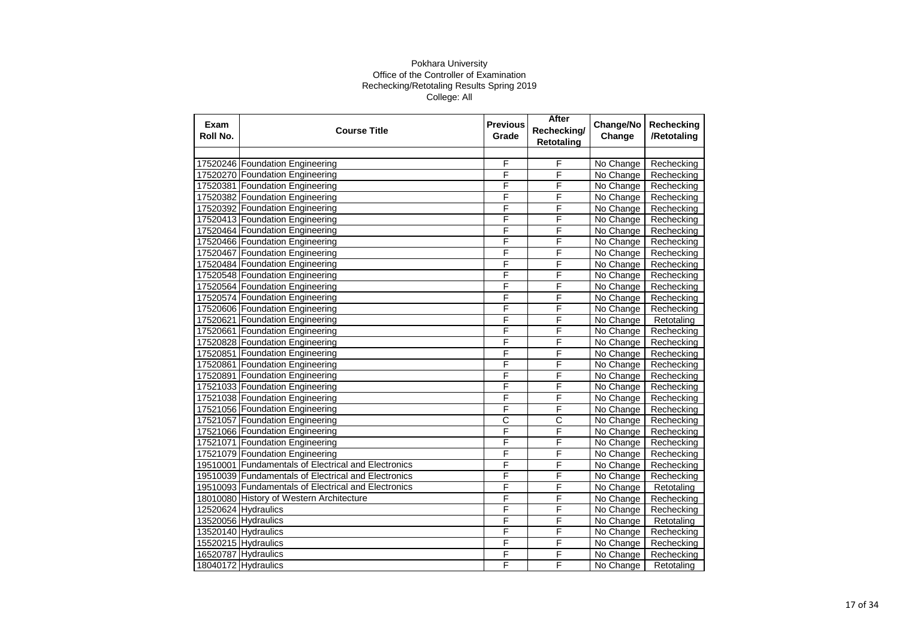Pokhara University
Office of the Controller of Examination
Rechecking/Retotaling Results Spring 2019
College: All

| Exam Roll No. | Course Title | Previous Grade | After Rechecking/ Retotaling | Change/No Change | Rechecking /Retotaling |
|---|---|---|---|---|---|
| | | | | | |
| 17520246 | Foundation Engineering | F | F | No Change | Rechecking |
| 17520270 | Foundation Engineering | F | F | No Change | Rechecking |
| 17520381 | Foundation Engineering | F | F | No Change | Rechecking |
| 17520382 | Foundation Engineering | F | F | No Change | Rechecking |
| 17520392 | Foundation Engineering | F | F | No Change | Rechecking |
| 17520413 | Foundation Engineering | F | F | No Change | Rechecking |
| 17520464 | Foundation Engineering | F | F | No Change | Rechecking |
| 17520466 | Foundation Engineering | F | F | No Change | Rechecking |
| 17520467 | Foundation Engineering | F | F | No Change | Rechecking |
| 17520484 | Foundation Engineering | F | F | No Change | Rechecking |
| 17520548 | Foundation Engineering | F | F | No Change | Rechecking |
| 17520564 | Foundation Engineering | F | F | No Change | Rechecking |
| 17520574 | Foundation Engineering | F | F | No Change | Rechecking |
| 17520606 | Foundation Engineering | F | F | No Change | Rechecking |
| 17520621 | Foundation Engineering | F | F | No Change | Retotaling |
| 17520661 | Foundation Engineering | F | F | No Change | Rechecking |
| 17520828 | Foundation Engineering | F | F | No Change | Rechecking |
| 17520851 | Foundation Engineering | F | F | No Change | Rechecking |
| 17520861 | Foundation Engineering | F | F | No Change | Rechecking |
| 17520891 | Foundation Engineering | F | F | No Change | Rechecking |
| 17521033 | Foundation Engineering | F | F | No Change | Rechecking |
| 17521038 | Foundation Engineering | F | F | No Change | Rechecking |
| 17521056 | Foundation Engineering | F | F | No Change | Rechecking |
| 17521057 | Foundation Engineering | C | C | No Change | Rechecking |
| 17521066 | Foundation Engineering | F | F | No Change | Rechecking |
| 17521071 | Foundation Engineering | F | F | No Change | Rechecking |
| 17521079 | Foundation Engineering | F | F | No Change | Rechecking |
| 19510001 | Fundamentals of Electrical and Electronics | F | F | No Change | Rechecking |
| 19510039 | Fundamentals of Electrical and Electronics | F | F | No Change | Rechecking |
| 19510093 | Fundamentals of Electrical and Electronics | F | F | No Change | Retotaling |
| 18010080 | History of Western Architecture | F | F | No Change | Rechecking |
| 12520624 | Hydraulics | F | F | No Change | Rechecking |
| 13520056 | Hydraulics | F | F | No Change | Retotaling |
| 13520140 | Hydraulics | F | F | No Change | Rechecking |
| 15520215 | Hydraulics | F | F | No Change | Rechecking |
| 16520787 | Hydraulics | F | F | No Change | Rechecking |
| 18040172 | Hydraulics | F | F | No Change | Retotaling |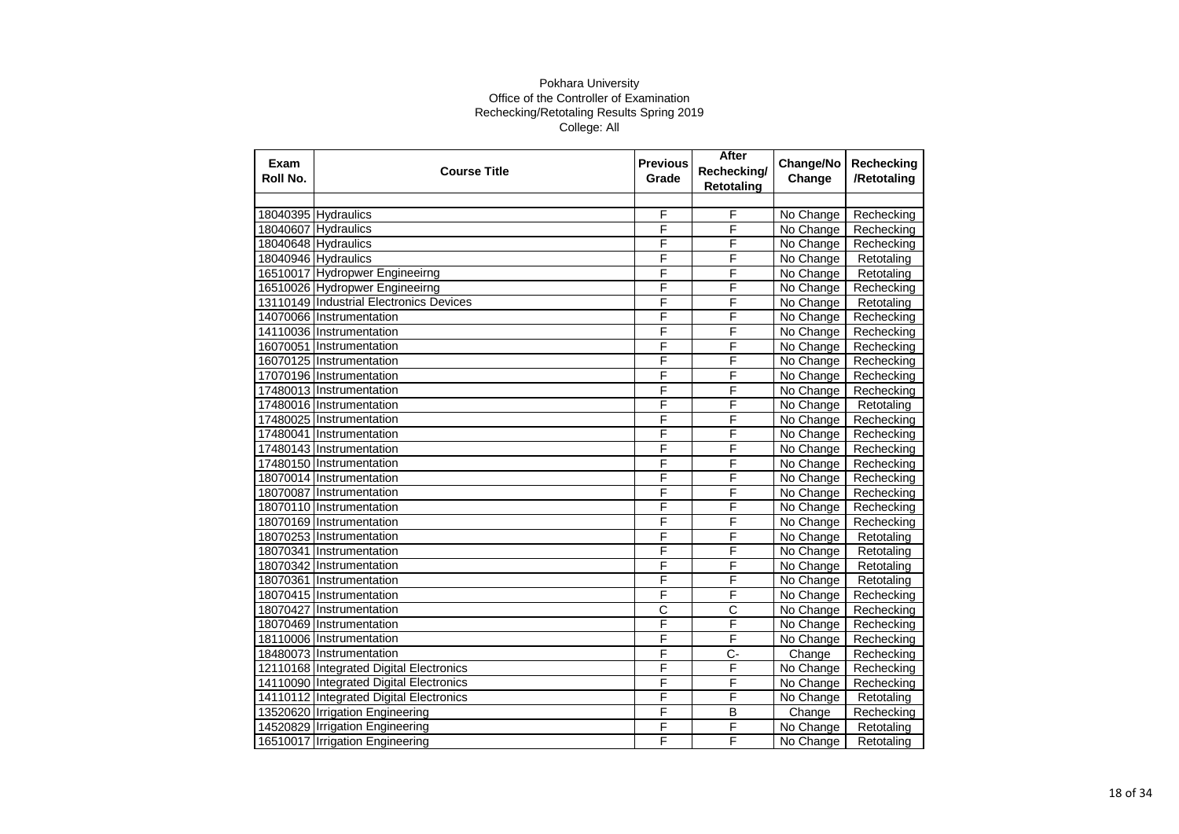Pokhara University
Office of the Controller of Examination
Rechecking/Retotaling Results Spring 2019
College: All

| Exam Roll No. | Course Title | Previous Grade | After Rechecking/ Retotaling | Change/No Change | Rechecking /Retotaling |
|---|---|---|---|---|---|
| | | | | | |
| 18040395 | Hydraulics | F | F | No Change | Rechecking |
| 18040607 | Hydraulics | F | F | No Change | Rechecking |
| 18040648 | Hydraulics | F | F | No Change | Rechecking |
| 18040946 | Hydraulics | F | F | No Change | Retotaling |
| 16510017 | Hydropwer Engineeirng | F | F | No Change | Retotaling |
| 16510026 | Hydropwer Engineeirng | F | F | No Change | Rechecking |
| 13110149 | Industrial Electronics Devices | F | F | No Change | Retotaling |
| 14070066 | Instrumentation | F | F | No Change | Rechecking |
| 14110036 | Instrumentation | F | F | No Change | Rechecking |
| 16070051 | Instrumentation | F | F | No Change | Rechecking |
| 16070125 | Instrumentation | F | F | No Change | Rechecking |
| 17070196 | Instrumentation | F | F | No Change | Rechecking |
| 17480013 | Instrumentation | F | F | No Change | Rechecking |
| 17480016 | Instrumentation | F | F | No Change | Retotaling |
| 17480025 | Instrumentation | F | F | No Change | Rechecking |
| 17480041 | Instrumentation | F | F | No Change | Rechecking |
| 17480143 | Instrumentation | F | F | No Change | Rechecking |
| 17480150 | Instrumentation | F | F | No Change | Rechecking |
| 18070014 | Instrumentation | F | F | No Change | Rechecking |
| 18070087 | Instrumentation | F | F | No Change | Rechecking |
| 18070110 | Instrumentation | F | F | No Change | Rechecking |
| 18070169 | Instrumentation | F | F | No Change | Rechecking |
| 18070253 | Instrumentation | F | F | No Change | Retotaling |
| 18070341 | Instrumentation | F | F | No Change | Retotaling |
| 18070342 | Instrumentation | F | F | No Change | Retotaling |
| 18070361 | Instrumentation | F | F | No Change | Retotaling |
| 18070415 | Instrumentation | F | F | No Change | Rechecking |
| 18070427 | Instrumentation | C | C | No Change | Rechecking |
| 18070469 | Instrumentation | F | F | No Change | Rechecking |
| 18110006 | Instrumentation | F | F | No Change | Rechecking |
| 18480073 | Instrumentation | F | C- | Change | Rechecking |
| 12110168 | Integrated Digital Electronics | F | F | No Change | Rechecking |
| 14110090 | Integrated Digital Electronics | F | F | No Change | Rechecking |
| 14110112 | Integrated Digital Electronics | F | F | No Change | Retotaling |
| 13520620 | Irrigation Engineering | F | B | Change | Rechecking |
| 14520829 | Irrigation Engineering | F | F | No Change | Retotaling |
| 16510017 | Irrigation Engineering | F | F | No Change | Retotaling |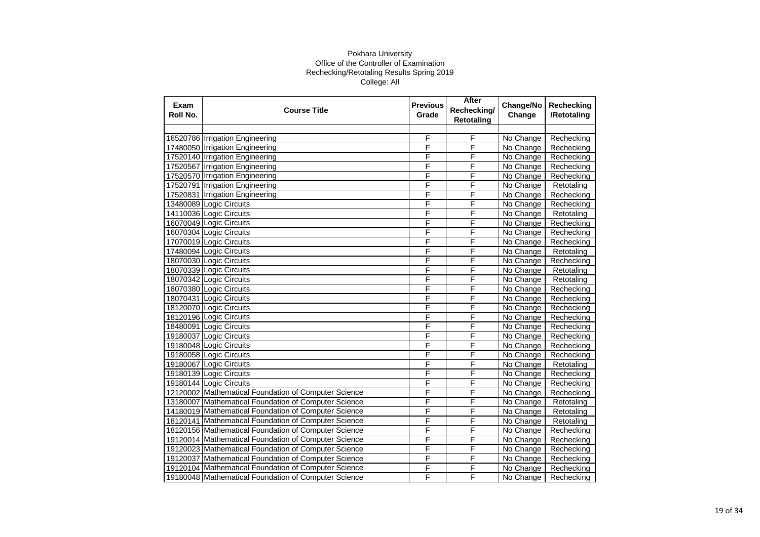Pokhara University
Office of the Controller of Examination
Rechecking/Retotaling Results Spring 2019
College: All

| Exam Roll No. | Course Title | Previous Grade | After Rechecking/ Retotaling | Change/No Change | Rechecking /Retotaling |
|---|---|---|---|---|---|
| | | | | | |
| 16520786 | Irrigation Engineering | F | F | No Change | Rechecking |
| 17480050 | Irrigation Engineering | F | F | No Change | Rechecking |
| 17520140 | Irrigation Engineering | F | F | No Change | Rechecking |
| 17520567 | Irrigation Engineering | F | F | No Change | Rechecking |
| 17520570 | Irrigation Engineering | F | F | No Change | Rechecking |
| 17520791 | Irrigation Engineering | F | F | No Change | Retotaling |
| 17520831 | Irrigation Engineering | F | F | No Change | Rechecking |
| 13480089 | Logic Circuits | F | F | No Change | Rechecking |
| 14110036 | Logic Circuits | F | F | No Change | Retotaling |
| 16070049 | Logic Circuits | F | F | No Change | Rechecking |
| 16070304 | Logic Circuits | F | F | No Change | Rechecking |
| 17070019 | Logic Circuits | F | F | No Change | Rechecking |
| 17480094 | Logic Circuits | F | F | No Change | Retotaling |
| 18070030 | Logic Circuits | F | F | No Change | Rechecking |
| 18070339 | Logic Circuits | F | F | No Change | Retotaling |
| 18070342 | Logic Circuits | F | F | No Change | Retotaling |
| 18070380 | Logic Circuits | F | F | No Change | Rechecking |
| 18070431 | Logic Circuits | F | F | No Change | Rechecking |
| 18120070 | Logic Circuits | F | F | No Change | Rechecking |
| 18120196 | Logic Circuits | F | F | No Change | Rechecking |
| 18480091 | Logic Circuits | F | F | No Change | Rechecking |
| 19180037 | Logic Circuits | F | F | No Change | Rechecking |
| 19180048 | Logic Circuits | F | F | No Change | Rechecking |
| 19180058 | Logic Circuits | F | F | No Change | Rechecking |
| 19180067 | Logic Circuits | F | F | No Change | Retotaling |
| 19180139 | Logic Circuits | F | F | No Change | Rechecking |
| 19180144 | Logic Circuits | F | F | No Change | Rechecking |
| 12120002 | Mathematical Foundation of Computer Science | F | F | No Change | Rechecking |
| 13180007 | Mathematical Foundation of Computer Science | F | F | No Change | Retotaling |
| 14180019 | Mathematical Foundation of Computer Science | F | F | No Change | Retotaling |
| 18120141 | Mathematical Foundation of Computer Science | F | F | No Change | Retotaling |
| 18120156 | Mathematical Foundation of Computer Science | F | F | No Change | Rechecking |
| 19120014 | Mathematical Foundation of Computer Science | F | F | No Change | Rechecking |
| 19120023 | Mathematical Foundation of Computer Science | F | F | No Change | Rechecking |
| 19120037 | Mathematical Foundation of Computer Science | F | F | No Change | Rechecking |
| 19120104 | Mathematical Foundation of Computer Science | F | F | No Change | Rechecking |
| 19180048 | Mathematical Foundation of Computer Science | F | F | No Change | Rechecking |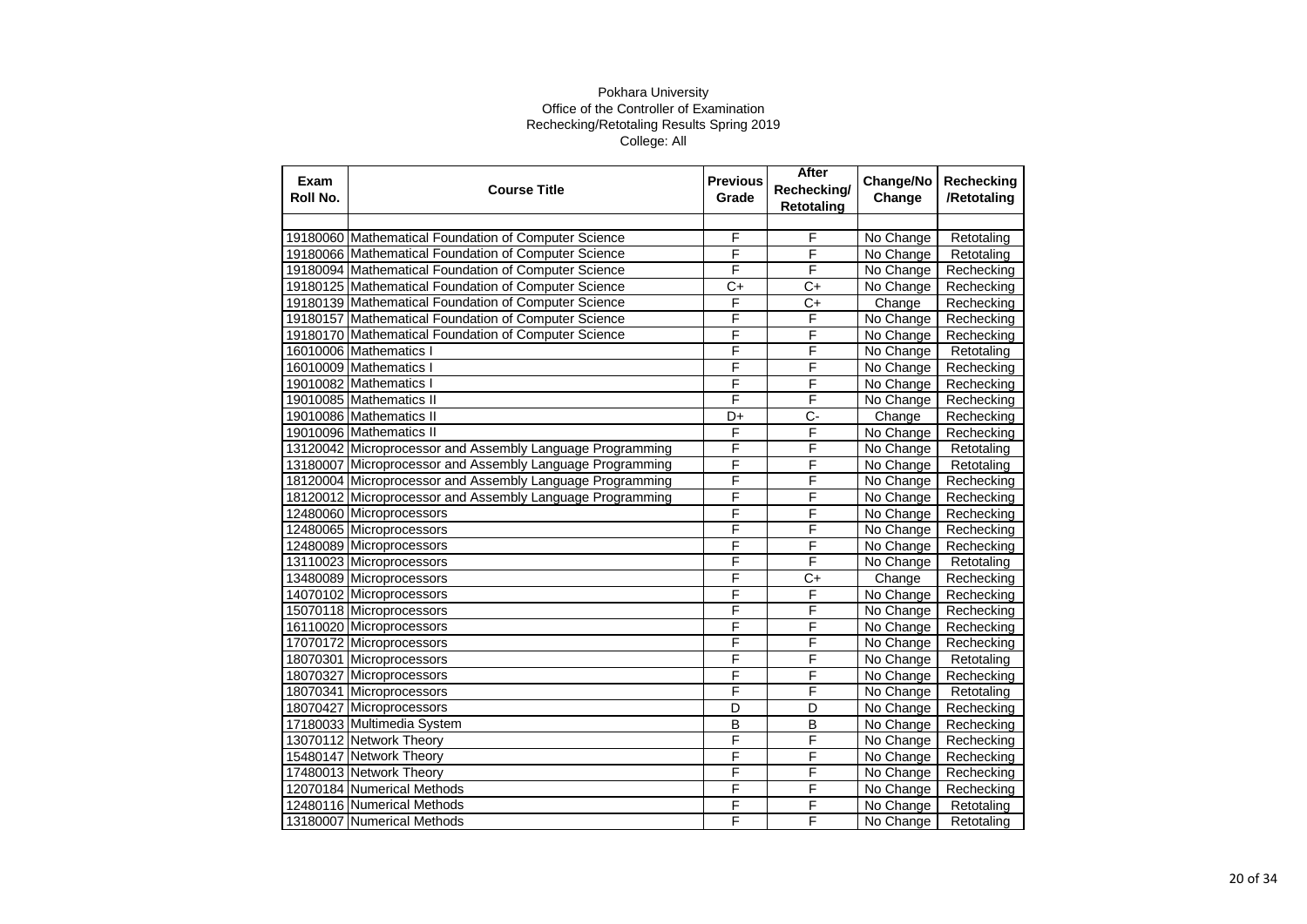Pokhara University
Office of the Controller of Examination
Rechecking/Retotaling Results Spring 2019
College: All

| Exam Roll No. | Course Title | Previous Grade | After Rechecking/ Retotaling | Change/No Change | Rechecking /Retotaling |
|---|---|---|---|---|---|
| 19180060 | Mathematical Foundation of Computer Science | F | F | No Change | Retotaling |
| 19180066 | Mathematical Foundation of Computer Science | F | F | No Change | Retotaling |
| 19180094 | Mathematical Foundation of Computer Science | F | F | No Change | Rechecking |
| 19180125 | Mathematical Foundation of Computer Science | C+ | C+ | No Change | Rechecking |
| 19180139 | Mathematical Foundation of Computer Science | F | C+ | Change | Rechecking |
| 19180157 | Mathematical Foundation of Computer Science | F | F | No Change | Rechecking |
| 19180170 | Mathematical Foundation of Computer Science | F | F | No Change | Rechecking |
| 16010006 | Mathematics I | F | F | No Change | Retotaling |
| 16010009 | Mathematics I | F | F | No Change | Rechecking |
| 19010082 | Mathematics I | F | F | No Change | Rechecking |
| 19010085 | Mathematics II | F | F | No Change | Rechecking |
| 19010086 | Mathematics II | D+ | C- | Change | Rechecking |
| 19010096 | Mathematics II | F | F | No Change | Rechecking |
| 13120042 | Microprocessor and Assembly Language Programming | F | F | No Change | Retotaling |
| 13180007 | Microprocessor and Assembly Language Programming | F | F | No Change | Retotaling |
| 18120004 | Microprocessor and Assembly Language Programming | F | F | No Change | Rechecking |
| 18120012 | Microprocessor and Assembly Language Programming | F | F | No Change | Rechecking |
| 12480060 | Microprocessors | F | F | No Change | Rechecking |
| 12480065 | Microprocessors | F | F | No Change | Rechecking |
| 12480089 | Microprocessors | F | F | No Change | Rechecking |
| 13110023 | Microprocessors | F | F | No Change | Retotaling |
| 13480089 | Microprocessors | F | C+ | Change | Rechecking |
| 14070102 | Microprocessors | F | F | No Change | Rechecking |
| 15070118 | Microprocessors | F | F | No Change | Rechecking |
| 16110020 | Microprocessors | F | F | No Change | Rechecking |
| 17070172 | Microprocessors | F | F | No Change | Rechecking |
| 18070301 | Microprocessors | F | F | No Change | Retotaling |
| 18070327 | Microprocessors | F | F | No Change | Rechecking |
| 18070341 | Microprocessors | F | F | No Change | Retotaling |
| 18070427 | Microprocessors | D | D | No Change | Rechecking |
| 17180033 | Multimedia System | B | B | No Change | Rechecking |
| 13070112 | Network Theory | F | F | No Change | Rechecking |
| 15480147 | Network Theory | F | F | No Change | Rechecking |
| 17480013 | Network Theory | F | F | No Change | Rechecking |
| 12070184 | Numerical Methods | F | F | No Change | Rechecking |
| 12480116 | Numerical Methods | F | F | No Change | Retotaling |
| 13180007 | Numerical Methods | F | F | No Change | Retotaling |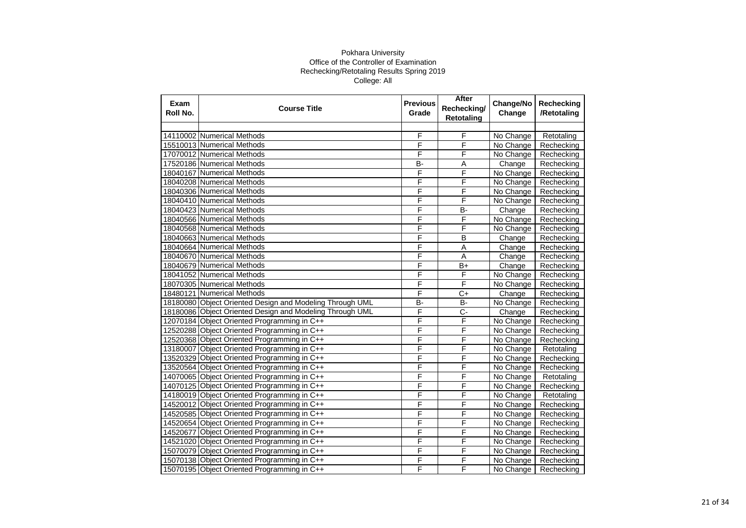Pokhara University
Office of the Controller of Examination
Rechecking/Retotaling Results Spring 2019
College: All

| Exam Roll No. | Course Title | Previous Grade | After Rechecking/ Retotaling | Change/No Change | Rechecking /Retotaling |
|---|---|---|---|---|---|
| | | | | | |
| 14110002 | Numerical Methods | F | F | No Change | Retotaling |
| 15510013 | Numerical Methods | F | F | No Change | Rechecking |
| 17070012 | Numerical Methods | F | F | No Change | Rechecking |
| 17520186 | Numerical Methods | B- | A | Change | Rechecking |
| 18040167 | Numerical Methods | F | F | No Change | Rechecking |
| 18040208 | Numerical Methods | F | F | No Change | Rechecking |
| 18040306 | Numerical Methods | F | F | No Change | Rechecking |
| 18040410 | Numerical Methods | F | F | No Change | Rechecking |
| 18040423 | Numerical Methods | F | B- | Change | Rechecking |
| 18040566 | Numerical Methods | F | F | No Change | Rechecking |
| 18040568 | Numerical Methods | F | F | No Change | Rechecking |
| 18040663 | Numerical Methods | F | B | Change | Rechecking |
| 18040664 | Numerical Methods | F | A | Change | Rechecking |
| 18040670 | Numerical Methods | F | A | Change | Rechecking |
| 18040679 | Numerical Methods | F | B+ | Change | Rechecking |
| 18041052 | Numerical Methods | F | F | No Change | Rechecking |
| 18070305 | Numerical Methods | F | F | No Change | Rechecking |
| 18480121 | Numerical Methods | F | C+ | Change | Rechecking |
| 18180080 | Object Oriented Design and Modeling Through UML | B- | B- | No Change | Rechecking |
| 18180086 | Object Oriented Design and Modeling Through UML | F | C- | Change | Rechecking |
| 12070184 | Object Oriented Programming in C++ | F | F | No Change | Rechecking |
| 12520288 | Object Oriented Programming in C++ | F | F | No Change | Rechecking |
| 12520368 | Object Oriented Programming in C++ | F | F | No Change | Rechecking |
| 13180007 | Object Oriented Programming in C++ | F | F | No Change | Retotaling |
| 13520329 | Object Oriented Programming in C++ | F | F | No Change | Rechecking |
| 13520564 | Object Oriented Programming in C++ | F | F | No Change | Rechecking |
| 14070065 | Object Oriented Programming in C++ | F | F | No Change | Retotaling |
| 14070125 | Object Oriented Programming in C++ | F | F | No Change | Rechecking |
| 14180019 | Object Oriented Programming in C++ | F | F | No Change | Retotaling |
| 14520012 | Object Oriented Programming in C++ | F | F | No Change | Rechecking |
| 14520585 | Object Oriented Programming in C++ | F | F | No Change | Rechecking |
| 14520654 | Object Oriented Programming in C++ | F | F | No Change | Rechecking |
| 14520677 | Object Oriented Programming in C++ | F | F | No Change | Rechecking |
| 14521020 | Object Oriented Programming in C++ | F | F | No Change | Rechecking |
| 15070079 | Object Oriented Programming in C++ | F | F | No Change | Rechecking |
| 15070138 | Object Oriented Programming in C++ | F | F | No Change | Rechecking |
| 15070195 | Object Oriented Programming in C++ | F | F | No Change | Rechecking |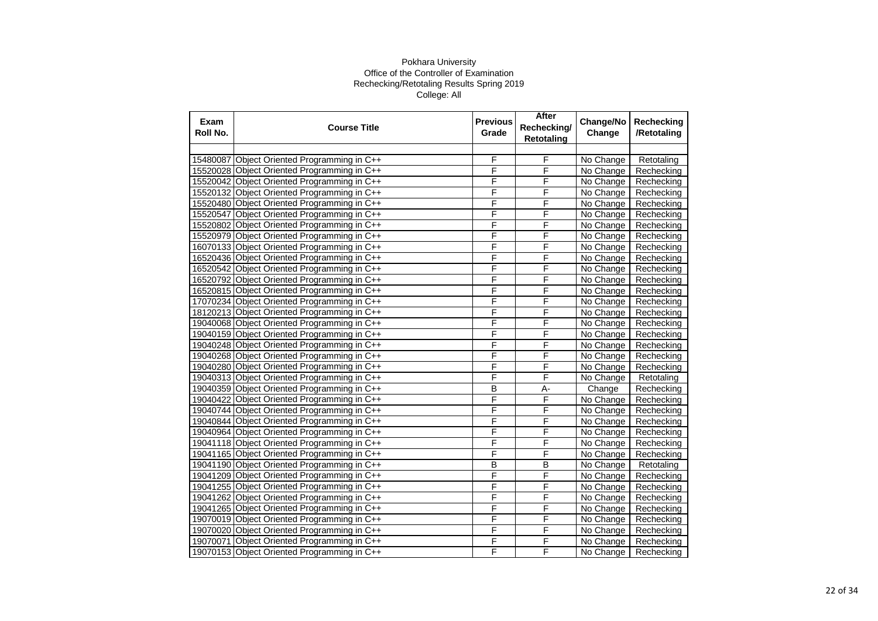Pokhara University
Office of the Controller of Examination
Rechecking/Retotaling Results Spring 2019
College: All

| Exam Roll No. | Course Title | Previous Grade | After Rechecking/ Retotaling | Change/No Change | Rechecking /Retotaling |
|---|---|---|---|---|---|
| | | | | | |
| 15480087 | Object Oriented Programming in C++ | F | F | No Change | Retotaling |
| 15520028 | Object Oriented Programming in C++ | F | F | No Change | Rechecking |
| 15520042 | Object Oriented Programming in C++ | F | F | No Change | Rechecking |
| 15520132 | Object Oriented Programming in C++ | F | F | No Change | Rechecking |
| 15520480 | Object Oriented Programming in C++ | F | F | No Change | Rechecking |
| 15520547 | Object Oriented Programming in C++ | F | F | No Change | Rechecking |
| 15520802 | Object Oriented Programming in C++ | F | F | No Change | Rechecking |
| 15520979 | Object Oriented Programming in C++ | F | F | No Change | Rechecking |
| 16070133 | Object Oriented Programming in C++ | F | F | No Change | Rechecking |
| 16520436 | Object Oriented Programming in C++ | F | F | No Change | Rechecking |
| 16520542 | Object Oriented Programming in C++ | F | F | No Change | Rechecking |
| 16520792 | Object Oriented Programming in C++ | F | F | No Change | Rechecking |
| 16520815 | Object Oriented Programming in C++ | F | F | No Change | Rechecking |
| 17070234 | Object Oriented Programming in C++ | F | F | No Change | Rechecking |
| 18120213 | Object Oriented Programming in C++ | F | F | No Change | Rechecking |
| 19040068 | Object Oriented Programming in C++ | F | F | No Change | Rechecking |
| 19040159 | Object Oriented Programming in C++ | F | F | No Change | Rechecking |
| 19040248 | Object Oriented Programming in C++ | F | F | No Change | Rechecking |
| 19040268 | Object Oriented Programming in C++ | F | F | No Change | Rechecking |
| 19040280 | Object Oriented Programming in C++ | F | F | No Change | Rechecking |
| 19040313 | Object Oriented Programming in C++ | F | F | No Change | Retotaling |
| 19040359 | Object Oriented Programming in C++ | B | A- | Change | Rechecking |
| 19040422 | Object Oriented Programming in C++ | F | F | No Change | Rechecking |
| 19040744 | Object Oriented Programming in C++ | F | F | No Change | Rechecking |
| 19040844 | Object Oriented Programming in C++ | F | F | No Change | Rechecking |
| 19040964 | Object Oriented Programming in C++ | F | F | No Change | Rechecking |
| 19041118 | Object Oriented Programming in C++ | F | F | No Change | Rechecking |
| 19041165 | Object Oriented Programming in C++ | F | F | No Change | Rechecking |
| 19041190 | Object Oriented Programming in C++ | B | B | No Change | Retotaling |
| 19041209 | Object Oriented Programming in C++ | F | F | No Change | Rechecking |
| 19041255 | Object Oriented Programming in C++ | F | F | No Change | Rechecking |
| 19041262 | Object Oriented Programming in C++ | F | F | No Change | Rechecking |
| 19041265 | Object Oriented Programming in C++ | F | F | No Change | Rechecking |
| 19070019 | Object Oriented Programming in C++ | F | F | No Change | Rechecking |
| 19070020 | Object Oriented Programming in C++ | F | F | No Change | Rechecking |
| 19070071 | Object Oriented Programming in C++ | F | F | No Change | Rechecking |
| 19070153 | Object Oriented Programming in C++ | F | F | No Change | Rechecking |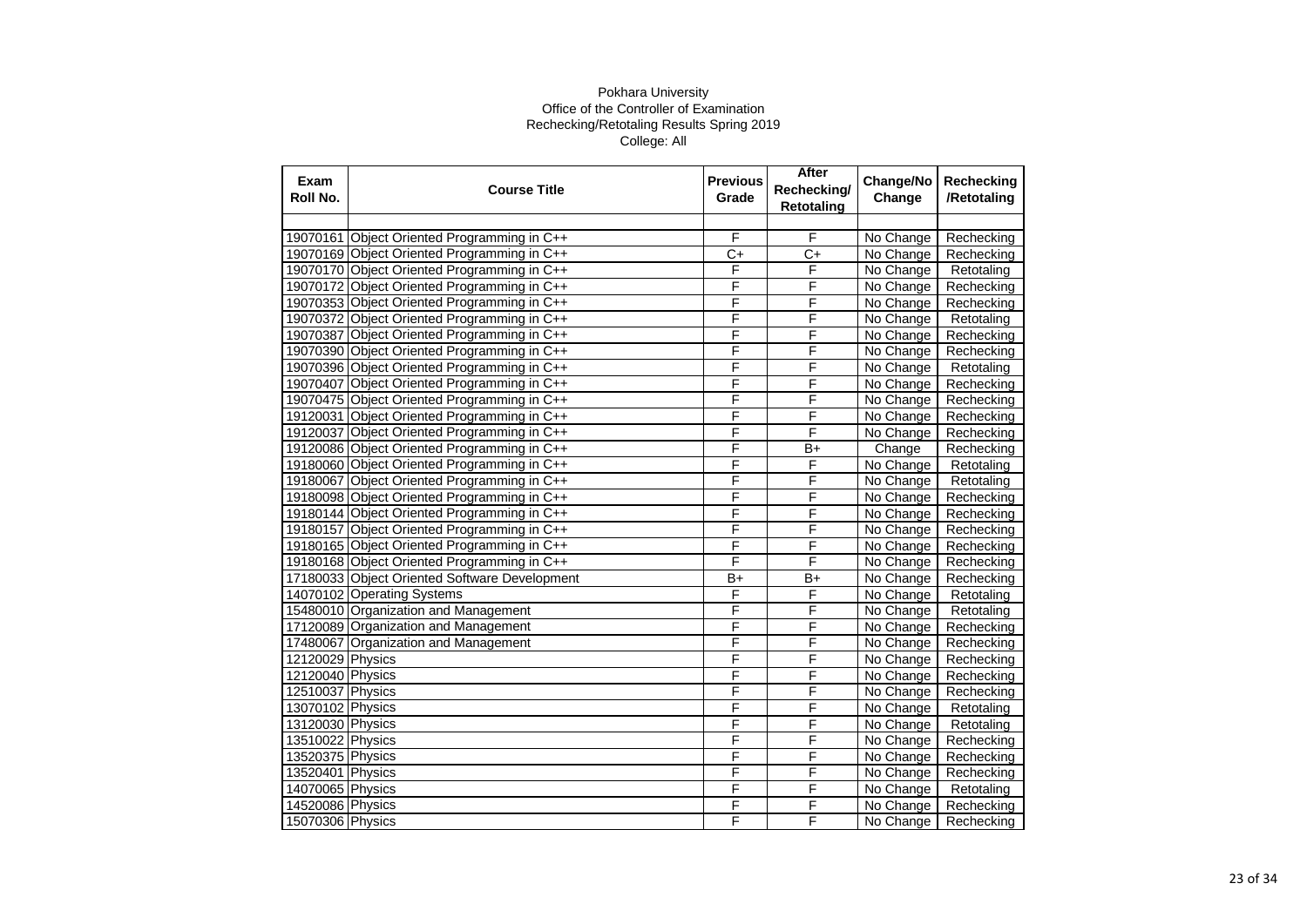Pokhara University
Office of the Controller of Examination
Rechecking/Retotaling Results Spring 2019
College: All

| Exam Roll No. | Course Title | Previous Grade | After Rechecking/ Retotaling | Change/No Change | Rechecking /Retotaling |
|---|---|---|---|---|---|
| | | | | | |
| 19070161 | Object Oriented Programming in C++ | F | F | No Change | Rechecking |
| 19070169 | Object Oriented Programming in C++ | C+ | C+ | No Change | Rechecking |
| 19070170 | Object Oriented Programming in C++ | F | F | No Change | Retotaling |
| 19070172 | Object Oriented Programming in C++ | F | F | No Change | Rechecking |
| 19070353 | Object Oriented Programming in C++ | F | F | No Change | Rechecking |
| 19070372 | Object Oriented Programming in C++ | F | F | No Change | Retotaling |
| 19070387 | Object Oriented Programming in C++ | F | F | No Change | Rechecking |
| 19070390 | Object Oriented Programming in C++ | F | F | No Change | Rechecking |
| 19070396 | Object Oriented Programming in C++ | F | F | No Change | Retotaling |
| 19070407 | Object Oriented Programming in C++ | F | F | No Change | Rechecking |
| 19070475 | Object Oriented Programming in C++ | F | F | No Change | Rechecking |
| 19120031 | Object Oriented Programming in C++ | F | F | No Change | Rechecking |
| 19120037 | Object Oriented Programming in C++ | F | F | No Change | Rechecking |
| 19120086 | Object Oriented Programming in C++ | F | B+ | Change | Rechecking |
| 19180060 | Object Oriented Programming in C++ | F | F | No Change | Retotaling |
| 19180067 | Object Oriented Programming in C++ | F | F | No Change | Retotaling |
| 19180098 | Object Oriented Programming in C++ | F | F | No Change | Rechecking |
| 19180144 | Object Oriented Programming in C++ | F | F | No Change | Rechecking |
| 19180157 | Object Oriented Programming in C++ | F | F | No Change | Rechecking |
| 19180165 | Object Oriented Programming in C++ | F | F | No Change | Rechecking |
| 19180168 | Object Oriented Programming in C++ | F | F | No Change | Rechecking |
| 17180033 | Object Oriented Software Development | B+ | B+ | No Change | Rechecking |
| 14070102 | Operating Systems | F | F | No Change | Retotaling |
| 15480010 | Organization and Management | F | F | No Change | Retotaling |
| 17120089 | Organization and Management | F | F | No Change | Rechecking |
| 17480067 | Organization and Management | F | F | No Change | Rechecking |
| 12120029 | Physics | F | F | No Change | Rechecking |
| 12120040 | Physics | F | F | No Change | Rechecking |
| 12510037 | Physics | F | F | No Change | Rechecking |
| 13070102 | Physics | F | F | No Change | Retotaling |
| 13120030 | Physics | F | F | No Change | Retotaling |
| 13510022 | Physics | F | F | No Change | Rechecking |
| 13520375 | Physics | F | F | No Change | Rechecking |
| 13520401 | Physics | F | F | No Change | Rechecking |
| 14070065 | Physics | F | F | No Change | Retotaling |
| 14520086 | Physics | F | F | No Change | Rechecking |
| 15070306 | Physics | F | F | No Change | Rechecking |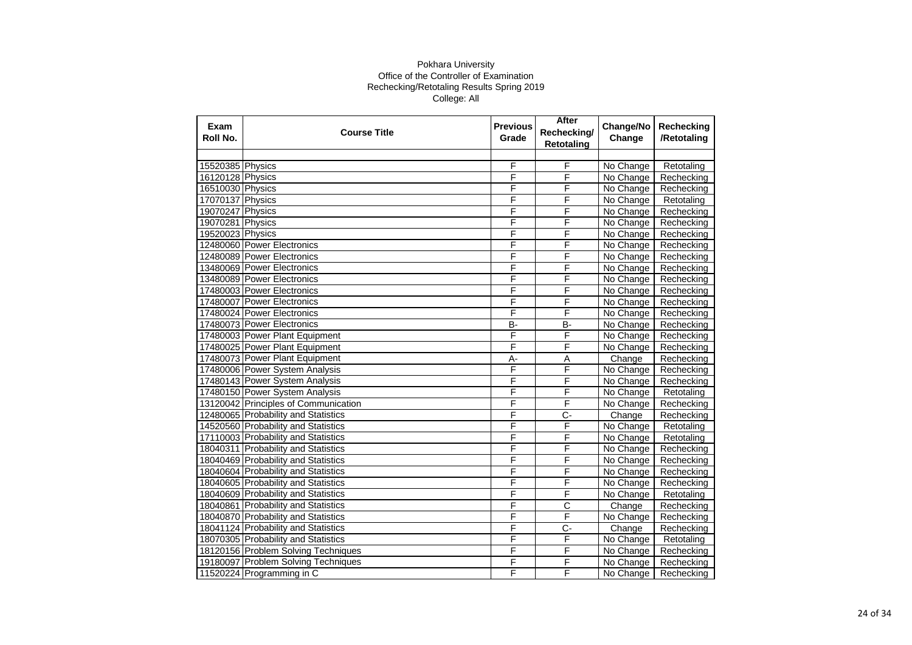Pokhara University
Office of the Controller of Examination
Rechecking/Retotaling Results Spring 2019
College: All

| Exam Roll No. | Course Title | Previous Grade | After Rechecking/ Retotaling | Change/No Change | Rechecking /Retotaling |
|---|---|---|---|---|---|
| | | | | | |
| 15520385 | Physics | F | F | No Change | Retotaling |
| 16120128 | Physics | F | F | No Change | Rechecking |
| 16510030 | Physics | F | F | No Change | Rechecking |
| 17070137 | Physics | F | F | No Change | Retotaling |
| 19070247 | Physics | F | F | No Change | Rechecking |
| 19070281 | Physics | F | F | No Change | Rechecking |
| 19520023 | Physics | F | F | No Change | Rechecking |
| 12480060 | Power Electronics | F | F | No Change | Rechecking |
| 12480089 | Power Electronics | F | F | No Change | Rechecking |
| 13480069 | Power Electronics | F | F | No Change | Rechecking |
| 13480089 | Power Electronics | F | F | No Change | Rechecking |
| 17480003 | Power Electronics | F | F | No Change | Rechecking |
| 17480007 | Power Electronics | F | F | No Change | Rechecking |
| 17480024 | Power Electronics | F | F | No Change | Rechecking |
| 17480073 | Power Electronics | B- | B- | No Change | Rechecking |
| 17480003 | Power Plant Equipment | F | F | No Change | Rechecking |
| 17480025 | Power Plant Equipment | F | F | No Change | Rechecking |
| 17480073 | Power Plant Equipment | A- | A | Change | Rechecking |
| 17480006 | Power System Analysis | F | F | No Change | Rechecking |
| 17480143 | Power System Analysis | F | F | No Change | Rechecking |
| 17480150 | Power System Analysis | F | F | No Change | Retotaling |
| 13120042 | Principles of Communication | F | F | No Change | Rechecking |
| 12480065 | Probability and Statistics | F | C- | Change | Rechecking |
| 14520560 | Probability and Statistics | F | F | No Change | Retotaling |
| 17110003 | Probability and Statistics | F | F | No Change | Retotaling |
| 18040311 | Probability and Statistics | F | F | No Change | Rechecking |
| 18040469 | Probability and Statistics | F | F | No Change | Rechecking |
| 18040604 | Probability and Statistics | F | F | No Change | Rechecking |
| 18040605 | Probability and Statistics | F | F | No Change | Rechecking |
| 18040609 | Probability and Statistics | F | F | No Change | Retotaling |
| 18040861 | Probability and Statistics | F | C | Change | Rechecking |
| 18040870 | Probability and Statistics | F | F | No Change | Rechecking |
| 18041124 | Probability and Statistics | F | C- | Change | Rechecking |
| 18070305 | Probability and Statistics | F | F | No Change | Retotaling |
| 18120156 | Problem Solving Techniques | F | F | No Change | Rechecking |
| 19180097 | Problem Solving Techniques | F | F | No Change | Rechecking |
| 11520224 | Programming in C | F | F | No Change | Rechecking |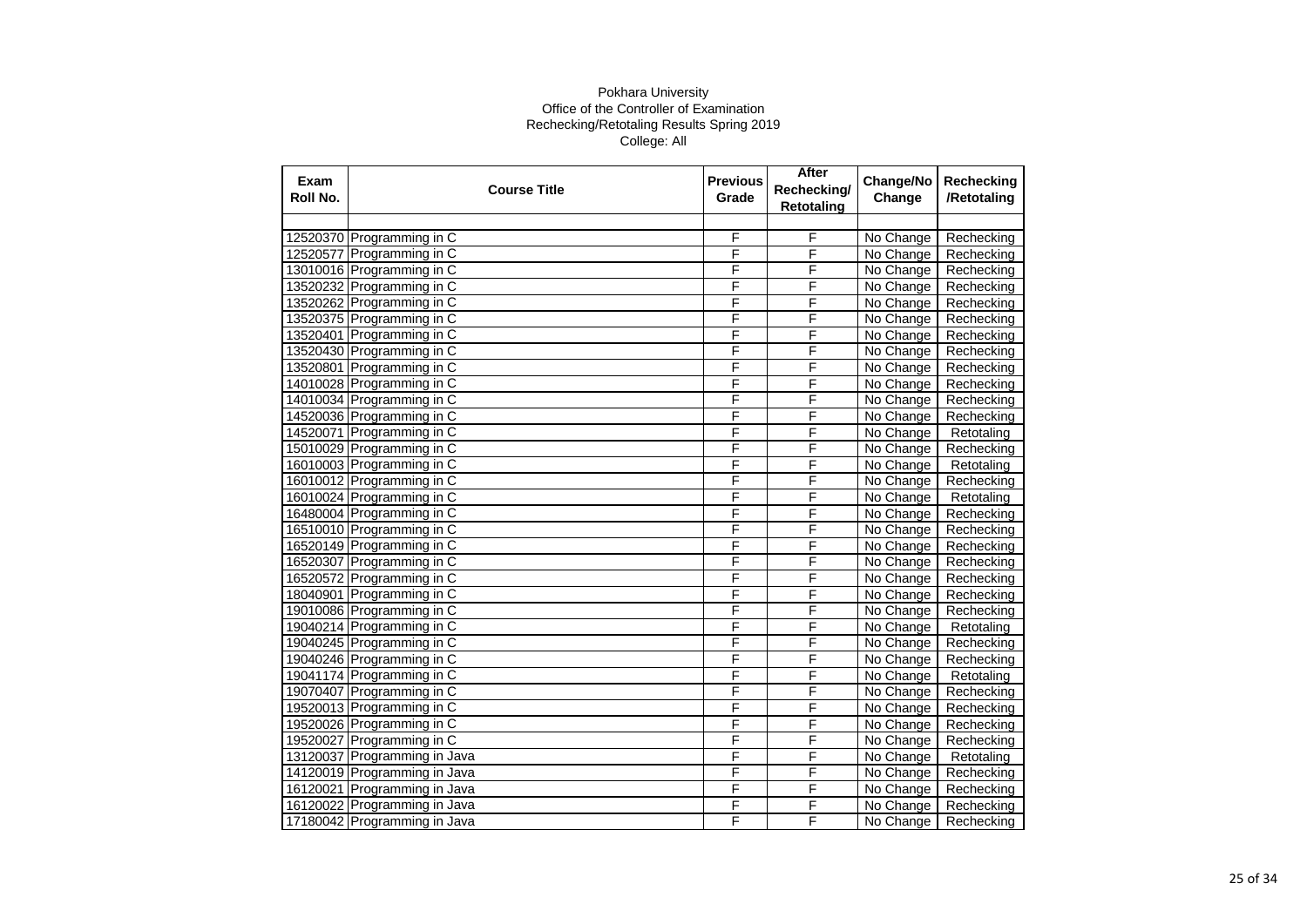Pokhara University
Office of the Controller of Examination
Rechecking/Retotaling Results Spring 2019
College: All

| Exam Roll No. | Course Title | Previous Grade | After Rechecking/ Retotaling | Change/No Change | Rechecking /Retotaling |
|---|---|---|---|---|---|
| | | | | | |
| 12520370 | Programming in C | F | F | No Change | Rechecking |
| 12520577 | Programming in C | F | F | No Change | Rechecking |
| 13010016 | Programming in C | F | F | No Change | Rechecking |
| 13520232 | Programming in C | F | F | No Change | Rechecking |
| 13520262 | Programming in C | F | F | No Change | Rechecking |
| 13520375 | Programming in C | F | F | No Change | Rechecking |
| 13520401 | Programming in C | F | F | No Change | Rechecking |
| 13520430 | Programming in C | F | F | No Change | Rechecking |
| 13520801 | Programming in C | F | F | No Change | Rechecking |
| 14010028 | Programming in C | F | F | No Change | Rechecking |
| 14010034 | Programming in C | F | F | No Change | Rechecking |
| 14520036 | Programming in C | F | F | No Change | Rechecking |
| 14520071 | Programming in C | F | F | No Change | Retotaling |
| 15010029 | Programming in C | F | F | No Change | Rechecking |
| 16010003 | Programming in C | F | F | No Change | Retotaling |
| 16010012 | Programming in C | F | F | No Change | Rechecking |
| 16010024 | Programming in C | F | F | No Change | Retotaling |
| 16480004 | Programming in C | F | F | No Change | Rechecking |
| 16510010 | Programming in C | F | F | No Change | Rechecking |
| 16520149 | Programming in C | F | F | No Change | Rechecking |
| 16520307 | Programming in C | F | F | No Change | Rechecking |
| 16520572 | Programming in C | F | F | No Change | Rechecking |
| 18040901 | Programming in C | F | F | No Change | Rechecking |
| 19010086 | Programming in C | F | F | No Change | Rechecking |
| 19040214 | Programming in C | F | F | No Change | Retotaling |
| 19040245 | Programming in C | F | F | No Change | Rechecking |
| 19040246 | Programming in C | F | F | No Change | Rechecking |
| 19041174 | Programming in C | F | F | No Change | Retotaling |
| 19070407 | Programming in C | F | F | No Change | Rechecking |
| 19520013 | Programming in C | F | F | No Change | Rechecking |
| 19520026 | Programming in C | F | F | No Change | Rechecking |
| 19520027 | Programming in C | F | F | No Change | Rechecking |
| 13120037 | Programming in Java | F | F | No Change | Retotaling |
| 14120019 | Programming in Java | F | F | No Change | Rechecking |
| 16120021 | Programming in Java | F | F | No Change | Rechecking |
| 16120022 | Programming in Java | F | F | No Change | Rechecking |
| 17180042 | Programming in Java | F | F | No Change | Rechecking |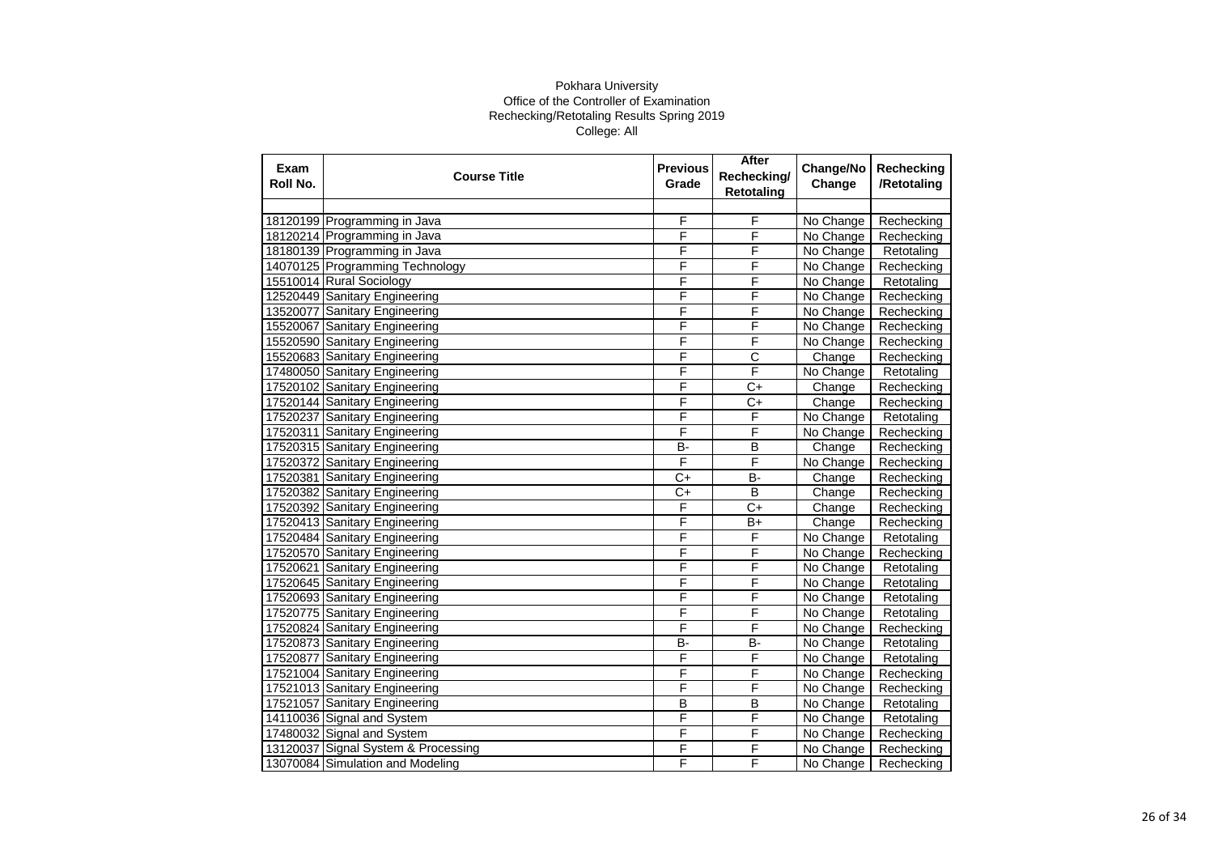Pokhara University
Office of the Controller of Examination
Rechecking/Retotaling Results Spring 2019
College: All

| Exam Roll No. | Course Title | Previous Grade | After Rechecking/ Retotaling | Change/No Change | Rechecking /Retotaling |
|---|---|---|---|---|---|
| | | | | | |
| 18120199 | Programming in Java | F | F | No Change | Rechecking |
| 18120214 | Programming in Java | F | F | No Change | Rechecking |
| 18180139 | Programming in Java | F | F | No Change | Retotaling |
| 14070125 | Programming Technology | F | F | No Change | Rechecking |
| 15510014 | Rural Sociology | F | F | No Change | Retotaling |
| 12520449 | Sanitary Engineering | F | F | No Change | Rechecking |
| 13520077 | Sanitary Engineering | F | F | No Change | Rechecking |
| 15520067 | Sanitary Engineering | F | F | No Change | Rechecking |
| 15520590 | Sanitary Engineering | F | F | No Change | Rechecking |
| 15520683 | Sanitary Engineering | F | C | Change | Rechecking |
| 17480050 | Sanitary Engineering | F | F | No Change | Retotaling |
| 17520102 | Sanitary Engineering | F | C+ | Change | Rechecking |
| 17520144 | Sanitary Engineering | F | C+ | Change | Rechecking |
| 17520237 | Sanitary Engineering | F | F | No Change | Retotaling |
| 17520311 | Sanitary Engineering | F | F | No Change | Rechecking |
| 17520315 | Sanitary Engineering | B- | B | Change | Rechecking |
| 17520372 | Sanitary Engineering | F | F | No Change | Rechecking |
| 17520381 | Sanitary Engineering | C+ | B- | Change | Rechecking |
| 17520382 | Sanitary Engineering | C+ | B | Change | Rechecking |
| 17520392 | Sanitary Engineering | F | C+ | Change | Rechecking |
| 17520413 | Sanitary Engineering | F | B+ | Change | Rechecking |
| 17520484 | Sanitary Engineering | F | F | No Change | Retotaling |
| 17520570 | Sanitary Engineering | F | F | No Change | Rechecking |
| 17520621 | Sanitary Engineering | F | F | No Change | Retotaling |
| 17520645 | Sanitary Engineering | F | F | No Change | Retotaling |
| 17520693 | Sanitary Engineering | F | F | No Change | Retotaling |
| 17520775 | Sanitary Engineering | F | F | No Change | Retotaling |
| 17520824 | Sanitary Engineering | F | F | No Change | Rechecking |
| 17520873 | Sanitary Engineering | B- | B- | No Change | Retotaling |
| 17520877 | Sanitary Engineering | F | F | No Change | Retotaling |
| 17521004 | Sanitary Engineering | F | F | No Change | Rechecking |
| 17521013 | Sanitary Engineering | F | F | No Change | Rechecking |
| 17521057 | Sanitary Engineering | B | B | No Change | Retotaling |
| 14110036 | Signal and System | F | F | No Change | Retotaling |
| 17480032 | Signal and System | F | F | No Change | Rechecking |
| 13120037 | Signal System & Processing | F | F | No Change | Rechecking |
| 13070084 | Simulation and Modeling | F | F | No Change | Rechecking |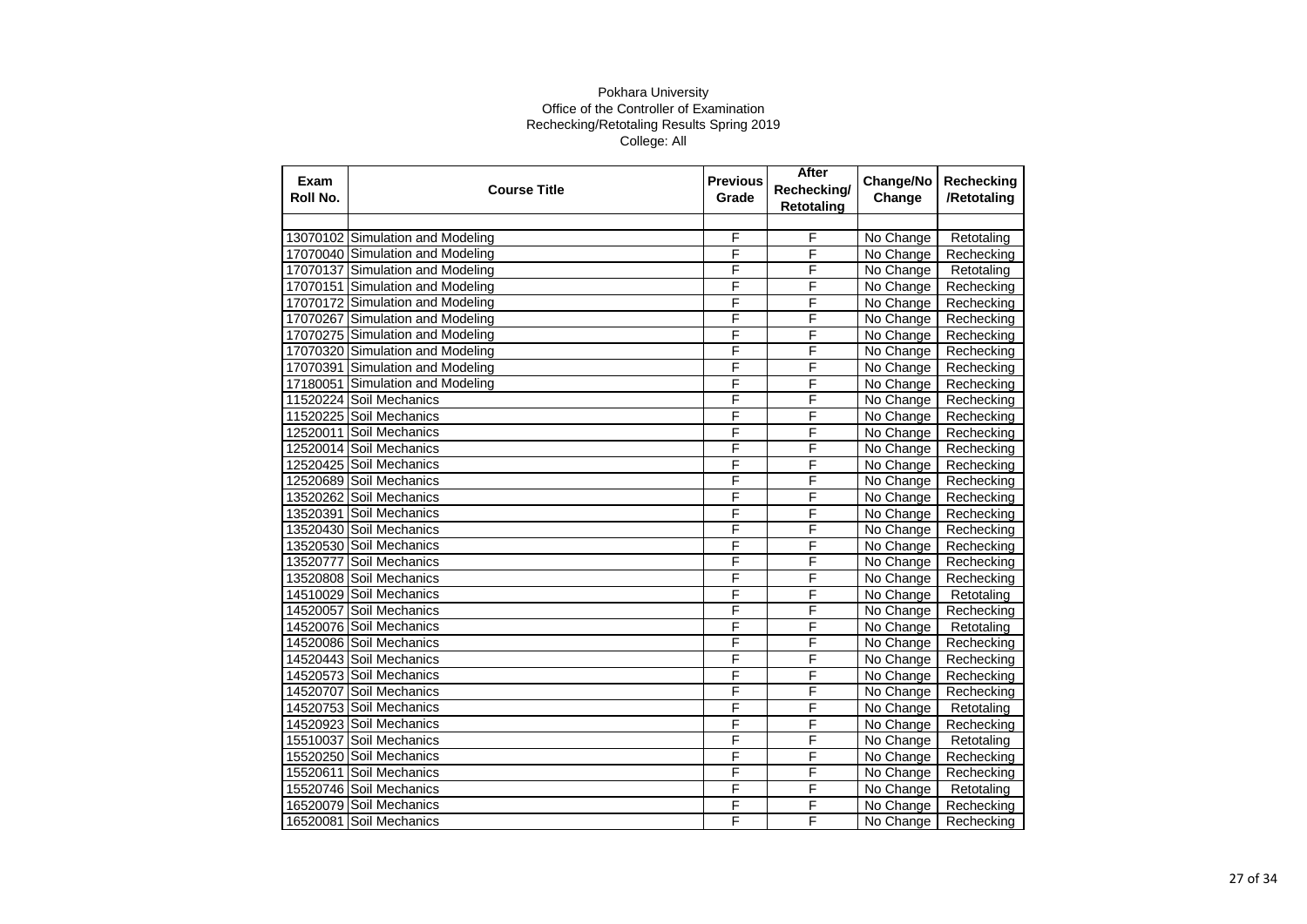Pokhara University

Office of the Controller of Examination

Rechecking/Retotaling Results Spring 2019

College: All

| Exam Roll No. | Course Title | Previous Grade | After Rechecking/ Retotaling | Change/No Change | Rechecking /Retotaling |
|---|---|---|---|---|---|
| | | | | | |
| 13070102 | Simulation and Modeling | F | F | No Change | Retotaling |
| 17070040 | Simulation and Modeling | F | F | No Change | Rechecking |
| 17070137 | Simulation and Modeling | F | F | No Change | Retotaling |
| 17070151 | Simulation and Modeling | F | F | No Change | Rechecking |
| 17070172 | Simulation and Modeling | F | F | No Change | Rechecking |
| 17070267 | Simulation and Modeling | F | F | No Change | Rechecking |
| 17070275 | Simulation and Modeling | F | F | No Change | Rechecking |
| 17070320 | Simulation and Modeling | F | F | No Change | Rechecking |
| 17070391 | Simulation and Modeling | F | F | No Change | Rechecking |
| 17180051 | Simulation and Modeling | F | F | No Change | Rechecking |
| 11520224 | Soil Mechanics | F | F | No Change | Rechecking |
| 11520225 | Soil Mechanics | F | F | No Change | Rechecking |
| 12520011 | Soil Mechanics | F | F | No Change | Rechecking |
| 12520014 | Soil Mechanics | F | F | No Change | Rechecking |
| 12520425 | Soil Mechanics | F | F | No Change | Rechecking |
| 12520689 | Soil Mechanics | F | F | No Change | Rechecking |
| 13520262 | Soil Mechanics | F | F | No Change | Rechecking |
| 13520391 | Soil Mechanics | F | F | No Change | Rechecking |
| 13520430 | Soil Mechanics | F | F | No Change | Rechecking |
| 13520530 | Soil Mechanics | F | F | No Change | Rechecking |
| 13520777 | Soil Mechanics | F | F | No Change | Rechecking |
| 13520808 | Soil Mechanics | F | F | No Change | Rechecking |
| 14510029 | Soil Mechanics | F | F | No Change | Retotaling |
| 14520057 | Soil Mechanics | F | F | No Change | Rechecking |
| 14520076 | Soil Mechanics | F | F | No Change | Retotaling |
| 14520086 | Soil Mechanics | F | F | No Change | Rechecking |
| 14520443 | Soil Mechanics | F | F | No Change | Rechecking |
| 14520573 | Soil Mechanics | F | F | No Change | Rechecking |
| 14520707 | Soil Mechanics | F | F | No Change | Rechecking |
| 14520753 | Soil Mechanics | F | F | No Change | Retotaling |
| 14520923 | Soil Mechanics | F | F | No Change | Rechecking |
| 15510037 | Soil Mechanics | F | F | No Change | Retotaling |
| 15520250 | Soil Mechanics | F | F | No Change | Rechecking |
| 15520611 | Soil Mechanics | F | F | No Change | Rechecking |
| 15520746 | Soil Mechanics | F | F | No Change | Retotaling |
| 16520079 | Soil Mechanics | F | F | No Change | Rechecking |
| 16520081 | Soil Mechanics | F | F | No Change | Rechecking |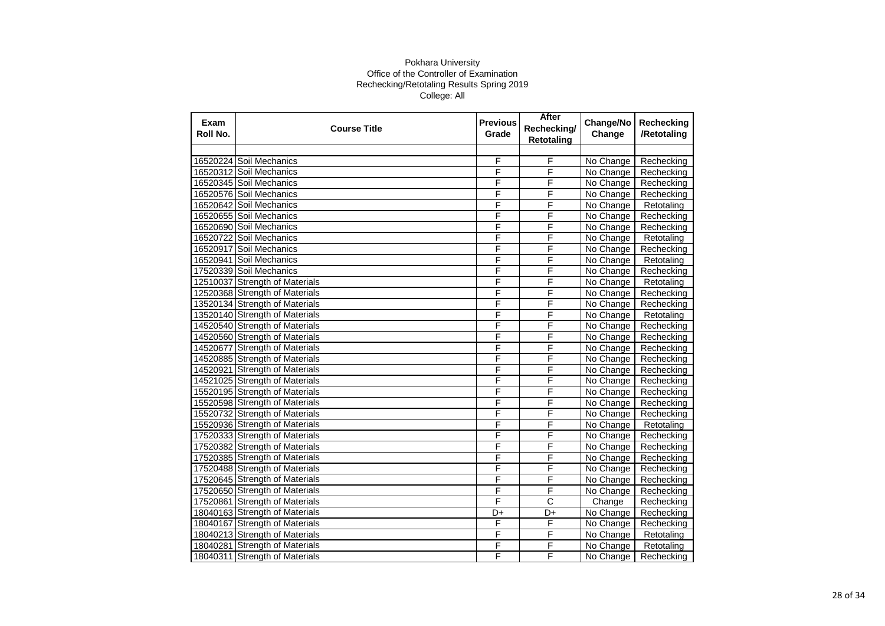Pokhara University
Office of the Controller of Examination
Rechecking/Retotaling Results Spring 2019
College: All

| Exam Roll No. | Course Title | Previous Grade | After Rechecking/ Retotaling | Change/No Change | Rechecking /Retotaling |
|---|---|---|---|---|---|
| | | | | | |
| 16520224 | Soil Mechanics | F | F | No Change | Rechecking |
| 16520312 | Soil Mechanics | F | F | No Change | Rechecking |
| 16520345 | Soil Mechanics | F | F | No Change | Rechecking |
| 16520576 | Soil Mechanics | F | F | No Change | Rechecking |
| 16520642 | Soil Mechanics | F | F | No Change | Retotaling |
| 16520655 | Soil Mechanics | F | F | No Change | Rechecking |
| 16520690 | Soil Mechanics | F | F | No Change | Rechecking |
| 16520722 | Soil Mechanics | F | F | No Change | Retotaling |
| 16520917 | Soil Mechanics | F | F | No Change | Rechecking |
| 16520941 | Soil Mechanics | F | F | No Change | Retotaling |
| 17520339 | Soil Mechanics | F | F | No Change | Rechecking |
| 12510037 | Strength of Materials | F | F | No Change | Retotaling |
| 12520368 | Strength of Materials | F | F | No Change | Rechecking |
| 13520134 | Strength of Materials | F | F | No Change | Rechecking |
| 13520140 | Strength of Materials | F | F | No Change | Retotaling |
| 14520540 | Strength of Materials | F | F | No Change | Rechecking |
| 14520560 | Strength of Materials | F | F | No Change | Rechecking |
| 14520677 | Strength of Materials | F | F | No Change | Rechecking |
| 14520885 | Strength of Materials | F | F | No Change | Rechecking |
| 14520921 | Strength of Materials | F | F | No Change | Rechecking |
| 14521025 | Strength of Materials | F | F | No Change | Rechecking |
| 15520195 | Strength of Materials | F | F | No Change | Rechecking |
| 15520598 | Strength of Materials | F | F | No Change | Rechecking |
| 15520732 | Strength of Materials | F | F | No Change | Rechecking |
| 15520936 | Strength of Materials | F | F | No Change | Retotaling |
| 17520333 | Strength of Materials | F | F | No Change | Rechecking |
| 17520382 | Strength of Materials | F | F | No Change | Rechecking |
| 17520385 | Strength of Materials | F | F | No Change | Rechecking |
| 17520488 | Strength of Materials | F | F | No Change | Rechecking |
| 17520645 | Strength of Materials | F | F | No Change | Rechecking |
| 17520650 | Strength of Materials | F | F | No Change | Rechecking |
| 17520861 | Strength of Materials | F | C | Change | Rechecking |
| 18040163 | Strength of Materials | D+ | D+ | No Change | Rechecking |
| 18040167 | Strength of Materials | F | F | No Change | Rechecking |
| 18040213 | Strength of Materials | F | F | No Change | Retotaling |
| 18040281 | Strength of Materials | F | F | No Change | Retotaling |
| 18040311 | Strength of Materials | F | F | No Change | Rechecking |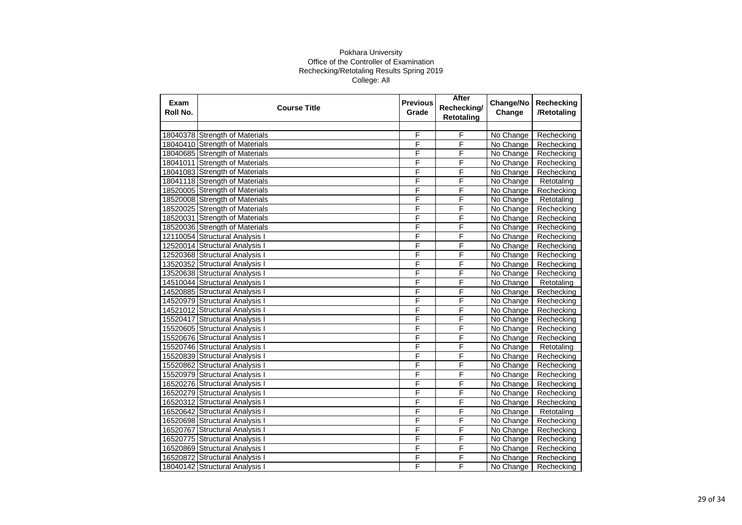Pokhara University
Office of the Controller of Examination
Rechecking/Retotaling Results Spring 2019
College: All

| Exam Roll No. | Course Title | Previous Grade | After Rechecking/ Retotaling | Change/No Change | Rechecking /Retotaling |
|---|---|---|---|---|---|
| | | | | | |
| 18040378 | Strength of Materials | F | F | No Change | Rechecking |
| 18040410 | Strength of Materials | F | F | No Change | Rechecking |
| 18040685 | Strength of Materials | F | F | No Change | Rechecking |
| 18041011 | Strength of Materials | F | F | No Change | Rechecking |
| 18041083 | Strength of Materials | F | F | No Change | Rechecking |
| 18041118 | Strength of Materials | F | F | No Change | Retotaling |
| 18520005 | Strength of Materials | F | F | No Change | Rechecking |
| 18520008 | Strength of Materials | F | F | No Change | Retotaling |
| 18520025 | Strength of Materials | F | F | No Change | Rechecking |
| 18520031 | Strength of Materials | F | F | No Change | Rechecking |
| 18520036 | Strength of Materials | F | F | No Change | Rechecking |
| 12110054 | Structural Analysis I | F | F | No Change | Rechecking |
| 12520014 | Structural Analysis I | F | F | No Change | Rechecking |
| 12520368 | Structural Analysis I | F | F | No Change | Rechecking |
| 13520352 | Structural Analysis I | F | F | No Change | Rechecking |
| 13520638 | Structural Analysis I | F | F | No Change | Rechecking |
| 14510044 | Structural Analysis I | F | F | No Change | Retotaling |
| 14520885 | Structural Analysis I | F | F | No Change | Rechecking |
| 14520979 | Structural Analysis I | F | F | No Change | Rechecking |
| 14521012 | Structural Analysis I | F | F | No Change | Rechecking |
| 15520417 | Structural Analysis I | F | F | No Change | Rechecking |
| 15520605 | Structural Analysis I | F | F | No Change | Rechecking |
| 15520676 | Structural Analysis I | F | F | No Change | Rechecking |
| 15520746 | Structural Analysis I | F | F | No Change | Retotaling |
| 15520839 | Structural Analysis I | F | F | No Change | Rechecking |
| 15520862 | Structural Analysis I | F | F | No Change | Rechecking |
| 15520979 | Structural Analysis I | F | F | No Change | Rechecking |
| 16520276 | Structural Analysis I | F | F | No Change | Rechecking |
| 16520279 | Structural Analysis I | F | F | No Change | Rechecking |
| 16520312 | Structural Analysis I | F | F | No Change | Rechecking |
| 16520642 | Structural Analysis I | F | F | No Change | Retotaling |
| 16520698 | Structural Analysis I | F | F | No Change | Rechecking |
| 16520767 | Structural Analysis I | F | F | No Change | Rechecking |
| 16520775 | Structural Analysis I | F | F | No Change | Rechecking |
| 16520869 | Structural Analysis I | F | F | No Change | Rechecking |
| 16520872 | Structural Analysis I | F | F | No Change | Rechecking |
| 18040142 | Structural Analysis I | F | F | No Change | Rechecking |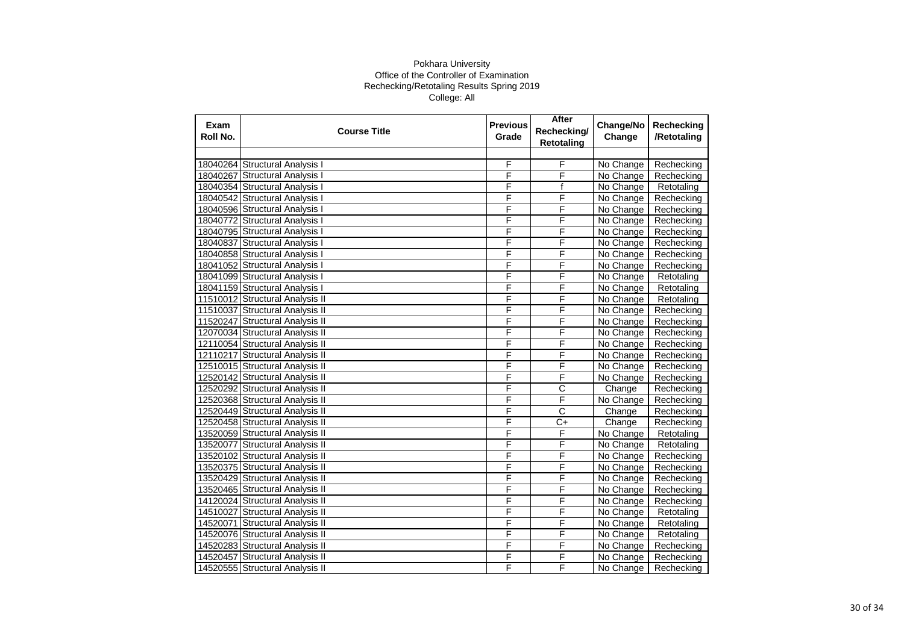Pokhara University
Office of the Controller of Examination
Rechecking/Retotaling Results Spring 2019
College: All

| Exam Roll No. | Course Title | Previous Grade | After Rechecking/ Retotaling | Change/No Change | Rechecking /Retotaling |
|---|---|---|---|---|---|
| | | | | | |
| 18040264 | Structural Analysis I | F | F | No Change | Rechecking |
| 18040267 | Structural Analysis I | F | F | No Change | Rechecking |
| 18040354 | Structural Analysis I | F | f | No Change | Retotaling |
| 18040542 | Structural Analysis I | F | F | No Change | Rechecking |
| 18040596 | Structural Analysis I | F | F | No Change | Rechecking |
| 18040772 | Structural Analysis I | F | F | No Change | Rechecking |
| 18040795 | Structural Analysis I | F | F | No Change | Rechecking |
| 18040837 | Structural Analysis I | F | F | No Change | Rechecking |
| 18040858 | Structural Analysis I | F | F | No Change | Rechecking |
| 18041052 | Structural Analysis I | F | F | No Change | Rechecking |
| 18041099 | Structural Analysis I | F | F | No Change | Retotaling |
| 18041159 | Structural Analysis I | F | F | No Change | Retotaling |
| 11510012 | Structural Analysis II | F | F | No Change | Retotaling |
| 11510037 | Structural Analysis II | F | F | No Change | Rechecking |
| 11520247 | Structural Analysis II | F | F | No Change | Rechecking |
| 12070034 | Structural Analysis II | F | F | No Change | Rechecking |
| 12110054 | Structural Analysis II | F | F | No Change | Rechecking |
| 12110217 | Structural Analysis II | F | F | No Change | Rechecking |
| 12510015 | Structural Analysis II | F | F | No Change | Rechecking |
| 12520142 | Structural Analysis II | F | F | No Change | Rechecking |
| 12520292 | Structural Analysis II | F | C | Change | Rechecking |
| 12520368 | Structural Analysis II | F | F | No Change | Rechecking |
| 12520449 | Structural Analysis II | F | C | Change | Rechecking |
| 12520458 | Structural Analysis II | F | C+ | Change | Rechecking |
| 13520059 | Structural Analysis II | F | F | No Change | Retotaling |
| 13520077 | Structural Analysis II | F | F | No Change | Retotaling |
| 13520102 | Structural Analysis II | F | F | No Change | Rechecking |
| 13520375 | Structural Analysis II | F | F | No Change | Rechecking |
| 13520429 | Structural Analysis II | F | F | No Change | Rechecking |
| 13520465 | Structural Analysis II | F | F | No Change | Rechecking |
| 14120024 | Structural Analysis II | F | F | No Change | Rechecking |
| 14510027 | Structural Analysis II | F | F | No Change | Retotaling |
| 14520071 | Structural Analysis II | F | F | No Change | Retotaling |
| 14520076 | Structural Analysis II | F | F | No Change | Retotaling |
| 14520283 | Structural Analysis II | F | F | No Change | Rechecking |
| 14520457 | Structural Analysis II | F | F | No Change | Rechecking |
| 14520555 | Structural Analysis II | F | F | No Change | Rechecking |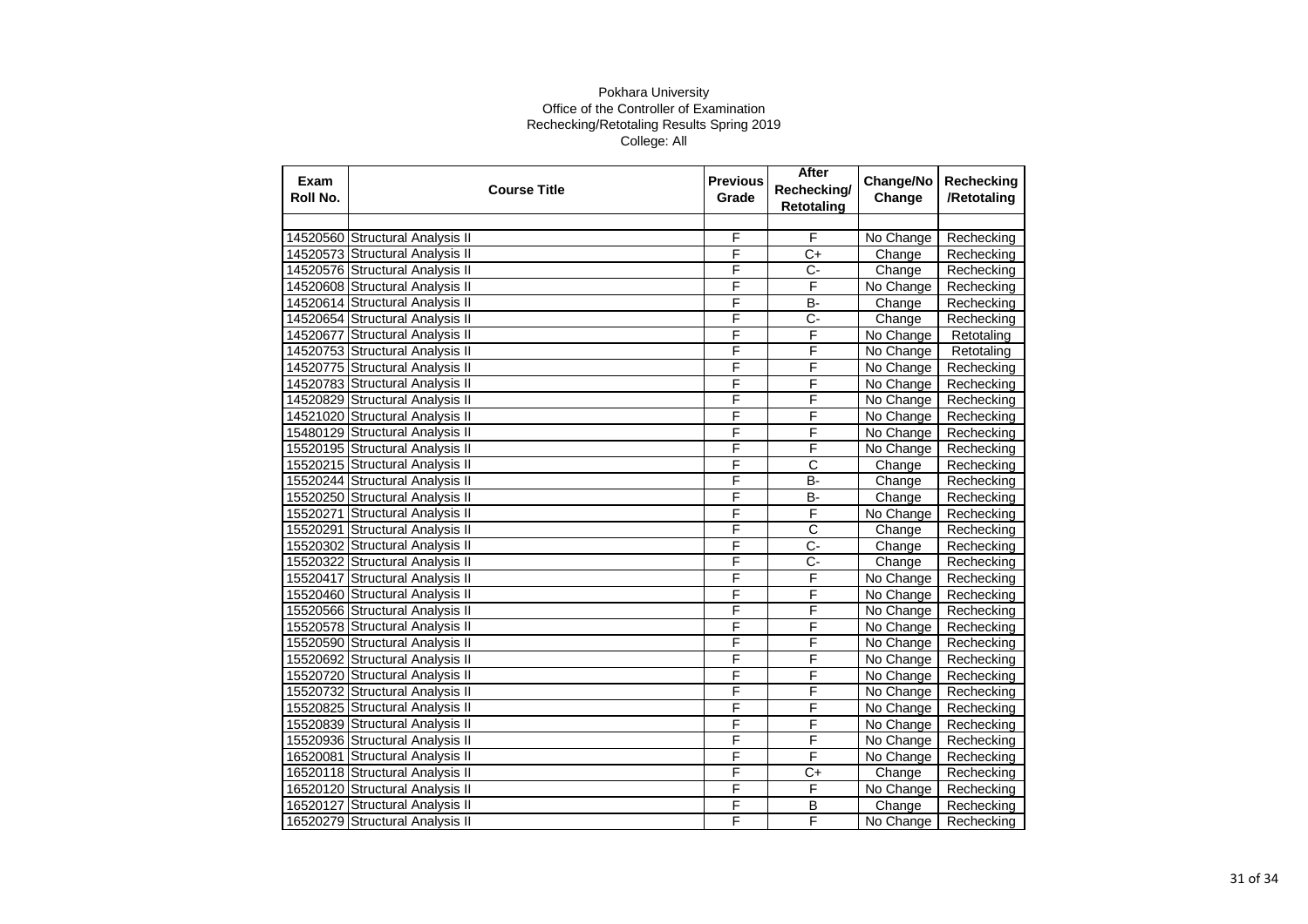Pokhara University
Office of the Controller of Examination
Rechecking/Retotaling Results Spring 2019
College: All

| Exam Roll No. | Course Title | Previous Grade | After Rechecking/ Retotaling | Change/No Change | Rechecking /Retotaling |
|---|---|---|---|---|---|
| | | | | | |
| 14520560 | Structural Analysis II | F | F | No Change | Rechecking |
| 14520573 | Structural Analysis II | F | C+ | Change | Rechecking |
| 14520576 | Structural Analysis II | F | C- | Change | Rechecking |
| 14520608 | Structural Analysis II | F | F | No Change | Rechecking |
| 14520614 | Structural Analysis II | F | B- | Change | Rechecking |
| 14520654 | Structural Analysis II | F | C- | Change | Rechecking |
| 14520677 | Structural Analysis II | F | F | No Change | Retotaling |
| 14520753 | Structural Analysis II | F | F | No Change | Retotaling |
| 14520775 | Structural Analysis II | F | F | No Change | Rechecking |
| 14520783 | Structural Analysis II | F | F | No Change | Rechecking |
| 14520829 | Structural Analysis II | F | F | No Change | Rechecking |
| 14521020 | Structural Analysis II | F | F | No Change | Rechecking |
| 15480129 | Structural Analysis II | F | F | No Change | Rechecking |
| 15520195 | Structural Analysis II | F | F | No Change | Rechecking |
| 15520215 | Structural Analysis II | F | C | Change | Rechecking |
| 15520244 | Structural Analysis II | F | B- | Change | Rechecking |
| 15520250 | Structural Analysis II | F | B- | Change | Rechecking |
| 15520271 | Structural Analysis II | F | F | No Change | Rechecking |
| 15520291 | Structural Analysis II | F | C | Change | Rechecking |
| 15520302 | Structural Analysis II | F | C- | Change | Rechecking |
| 15520322 | Structural Analysis II | F | C- | Change | Rechecking |
| 15520417 | Structural Analysis II | F | F | No Change | Rechecking |
| 15520460 | Structural Analysis II | F | F | No Change | Rechecking |
| 15520566 | Structural Analysis II | F | F | No Change | Rechecking |
| 15520578 | Structural Analysis II | F | F | No Change | Rechecking |
| 15520590 | Structural Analysis II | F | F | No Change | Rechecking |
| 15520692 | Structural Analysis II | F | F | No Change | Rechecking |
| 15520720 | Structural Analysis II | F | F | No Change | Rechecking |
| 15520732 | Structural Analysis II | F | F | No Change | Rechecking |
| 15520825 | Structural Analysis II | F | F | No Change | Rechecking |
| 15520839 | Structural Analysis II | F | F | No Change | Rechecking |
| 15520936 | Structural Analysis II | F | F | No Change | Rechecking |
| 16520081 | Structural Analysis II | F | F | No Change | Rechecking |
| 16520118 | Structural Analysis II | F | C+ | Change | Rechecking |
| 16520120 | Structural Analysis II | F | F | No Change | Rechecking |
| 16520127 | Structural Analysis II | F | B | Change | Rechecking |
| 16520279 | Structural Analysis II | F | F | No Change | Rechecking |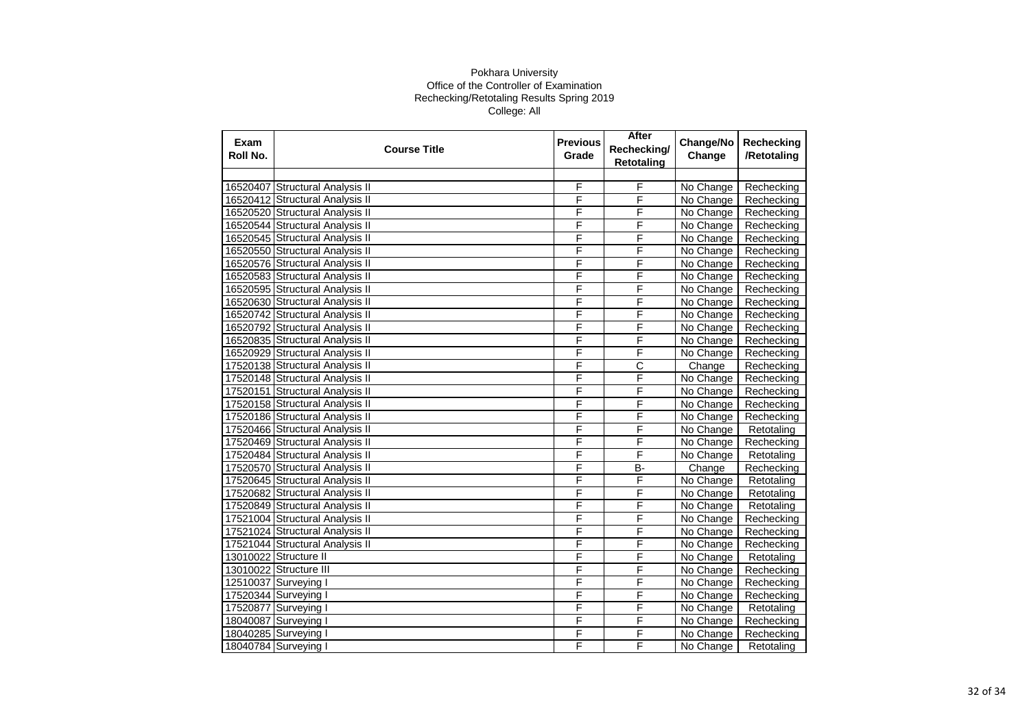Pokhara University
Office of the Controller of Examination
Rechecking/Retotaling Results Spring 2019
College: All

| Exam Roll No. | Course Title | Previous Grade | After Rechecking/ Retotaling | Change/No Change | Rechecking /Retotaling |
|---|---|---|---|---|---|
| | | | | | |
| 16520407 | Structural Analysis II | F | F | No Change | Rechecking |
| 16520412 | Structural Analysis II | F | F | No Change | Rechecking |
| 16520520 | Structural Analysis II | F | F | No Change | Rechecking |
| 16520544 | Structural Analysis II | F | F | No Change | Rechecking |
| 16520545 | Structural Analysis II | F | F | No Change | Rechecking |
| 16520550 | Structural Analysis II | F | F | No Change | Rechecking |
| 16520576 | Structural Analysis II | F | F | No Change | Rechecking |
| 16520583 | Structural Analysis II | F | F | No Change | Rechecking |
| 16520595 | Structural Analysis II | F | F | No Change | Rechecking |
| 16520630 | Structural Analysis II | F | F | No Change | Rechecking |
| 16520742 | Structural Analysis II | F | F | No Change | Rechecking |
| 16520792 | Structural Analysis II | F | F | No Change | Rechecking |
| 16520835 | Structural Analysis II | F | F | No Change | Rechecking |
| 16520929 | Structural Analysis II | F | F | No Change | Rechecking |
| 17520138 | Structural Analysis II | F | C | Change | Rechecking |
| 17520148 | Structural Analysis II | F | F | No Change | Rechecking |
| 17520151 | Structural Analysis II | F | F | No Change | Rechecking |
| 17520158 | Structural Analysis II | F | F | No Change | Rechecking |
| 17520186 | Structural Analysis II | F | F | No Change | Rechecking |
| 17520466 | Structural Analysis II | F | F | No Change | Retotaling |
| 17520469 | Structural Analysis II | F | F | No Change | Rechecking |
| 17520484 | Structural Analysis II | F | F | No Change | Retotaling |
| 17520570 | Structural Analysis II | F | B- | Change | Rechecking |
| 17520645 | Structural Analysis II | F | F | No Change | Retotaling |
| 17520682 | Structural Analysis II | F | F | No Change | Retotaling |
| 17520849 | Structural Analysis II | F | F | No Change | Retotaling |
| 17521004 | Structural Analysis II | F | F | No Change | Rechecking |
| 17521024 | Structural Analysis II | F | F | No Change | Rechecking |
| 17521044 | Structural Analysis II | F | F | No Change | Rechecking |
| 13010022 | Structure II | F | F | No Change | Retotaling |
| 13010022 | Structure III | F | F | No Change | Rechecking |
| 12510037 | Surveying I | F | F | No Change | Rechecking |
| 17520344 | Surveying I | F | F | No Change | Rechecking |
| 17520877 | Surveying I | F | F | No Change | Retotaling |
| 18040087 | Surveying I | F | F | No Change | Rechecking |
| 18040285 | Surveying I | F | F | No Change | Rechecking |
| 18040784 | Surveying I | F | F | No Change | Retotaling |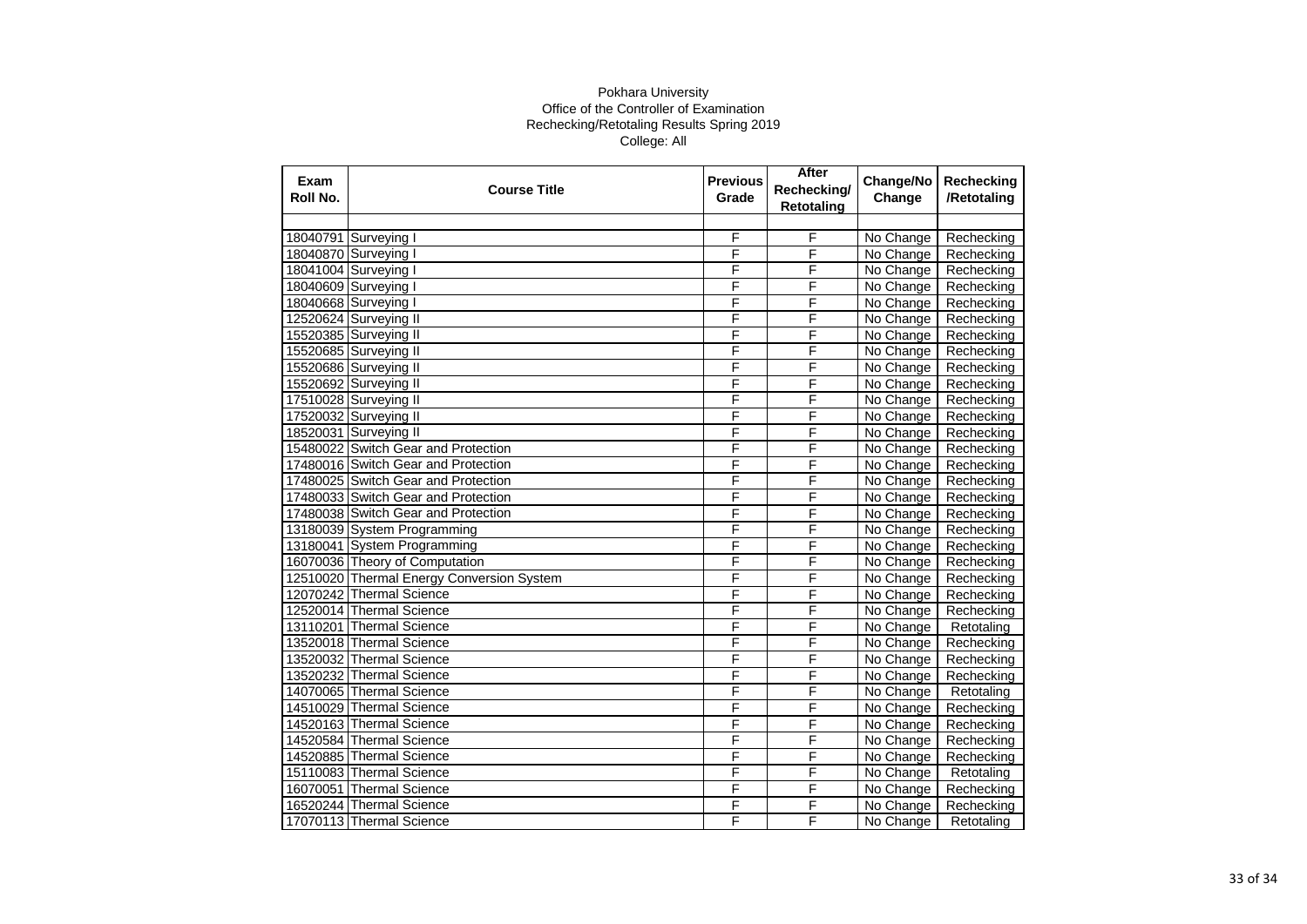Pokhara University
Office of the Controller of Examination
Rechecking/Retotaling Results Spring 2019
College: All

| Exam Roll No. | Course Title | Previous Grade | After Rechecking/ Retotaling | Change/No Change | Rechecking /Retotaling |
|---|---|---|---|---|---|
| | | | | | |
| 18040791 | Surveying I | F | F | No Change | Rechecking |
| 18040870 | Surveying I | F | F | No Change | Rechecking |
| 18041004 | Surveying I | F | F | No Change | Rechecking |
| 18040609 | Surveying I | F | F | No Change | Rechecking |
| 18040668 | Surveying I | F | F | No Change | Rechecking |
| 12520624 | Surveying II | F | F | No Change | Rechecking |
| 15520385 | Surveying II | F | F | No Change | Rechecking |
| 15520685 | Surveying II | F | F | No Change | Rechecking |
| 15520686 | Surveying II | F | F | No Change | Rechecking |
| 15520692 | Surveying II | F | F | No Change | Rechecking |
| 17510028 | Surveying II | F | F | No Change | Rechecking |
| 17520032 | Surveying II | F | F | No Change | Rechecking |
| 18520031 | Surveying II | F | F | No Change | Rechecking |
| 15480022 | Switch Gear and Protection | F | F | No Change | Rechecking |
| 17480016 | Switch Gear and Protection | F | F | No Change | Rechecking |
| 17480025 | Switch Gear and Protection | F | F | No Change | Rechecking |
| 17480033 | Switch Gear and Protection | F | F | No Change | Rechecking |
| 17480038 | Switch Gear and Protection | F | F | No Change | Rechecking |
| 13180039 | System Programming | F | F | No Change | Rechecking |
| 13180041 | System Programming | F | F | No Change | Rechecking |
| 16070036 | Theory of Computation | F | F | No Change | Rechecking |
| 12510020 | Thermal Energy Conversion System | F | F | No Change | Rechecking |
| 12070242 | Thermal Science | F | F | No Change | Rechecking |
| 12520014 | Thermal Science | F | F | No Change | Rechecking |
| 13110201 | Thermal Science | F | F | No Change | Retotaling |
| 13520018 | Thermal Science | F | F | No Change | Rechecking |
| 13520032 | Thermal Science | F | F | No Change | Rechecking |
| 13520232 | Thermal Science | F | F | No Change | Rechecking |
| 14070065 | Thermal Science | F | F | No Change | Retotaling |
| 14510029 | Thermal Science | F | F | No Change | Rechecking |
| 14520163 | Thermal Science | F | F | No Change | Rechecking |
| 14520584 | Thermal Science | F | F | No Change | Rechecking |
| 14520885 | Thermal Science | F | F | No Change | Rechecking |
| 15110083 | Thermal Science | F | F | No Change | Retotaling |
| 16070051 | Thermal Science | F | F | No Change | Rechecking |
| 16520244 | Thermal Science | F | F | No Change | Rechecking |
| 17070113 | Thermal Science | F | F | No Change | Retotaling |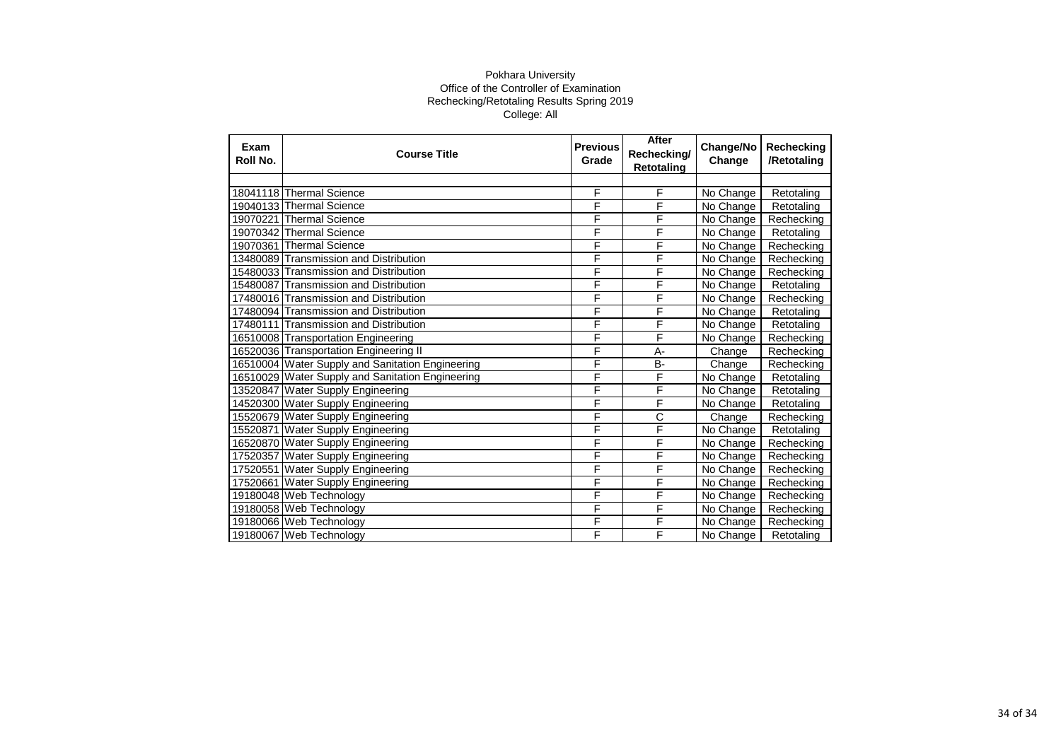Pokhara University

Office of the Controller of Examination

Rechecking/Retotaling Results Spring 2019

College: All

| Exam Roll No. | Course Title | Previous Grade | After Rechecking/ Retotaling | Change/No Change | Rechecking /Retotaling |
|---|---|---|---|---|---|
| | | | | | |
| 18041118 | Thermal Science | F | F | No Change | Retotaling |
| 19040133 | Thermal Science | F | F | No Change | Retotaling |
| 19070221 | Thermal Science | F | F | No Change | Rechecking |
| 19070342 | Thermal Science | F | F | No Change | Retotaling |
| 19070361 | Thermal Science | F | F | No Change | Rechecking |
| 13480089 | Transmission and Distribution | F | F | No Change | Rechecking |
| 15480033 | Transmission and Distribution | F | F | No Change | Rechecking |
| 15480087 | Transmission and Distribution | F | F | No Change | Retotaling |
| 17480016 | Transmission and Distribution | F | F | No Change | Rechecking |
| 17480094 | Transmission and Distribution | F | F | No Change | Retotaling |
| 17480111 | Transmission and Distribution | F | F | No Change | Retotaling |
| 16510008 | Transportation Engineering | F | F | No Change | Rechecking |
| 16520036 | Transportation Engineering II | F | A- | Change | Rechecking |
| 16510004 | Water Supply and Sanitation Engineering | F | B- | Change | Rechecking |
| 16510029 | Water Supply and Sanitation Engineering | F | F | No Change | Retotaling |
| 13520847 | Water Supply Engineering | F | F | No Change | Retotaling |
| 14520300 | Water Supply Engineering | F | F | No Change | Retotaling |
| 15520679 | Water Supply Engineering | F | C | Change | Rechecking |
| 15520871 | Water Supply Engineering | F | F | No Change | Retotaling |
| 16520870 | Water Supply Engineering | F | F | No Change | Rechecking |
| 17520357 | Water Supply Engineering | F | F | No Change | Rechecking |
| 17520551 | Water Supply Engineering | F | F | No Change | Rechecking |
| 17520661 | Water Supply Engineering | F | F | No Change | Rechecking |
| 19180048 | Web Technology | F | F | No Change | Rechecking |
| 19180058 | Web Technology | F | F | No Change | Rechecking |
| 19180066 | Web Technology | F | F | No Change | Rechecking |
| 19180067 | Web Technology | F | F | No Change | Retotaling |